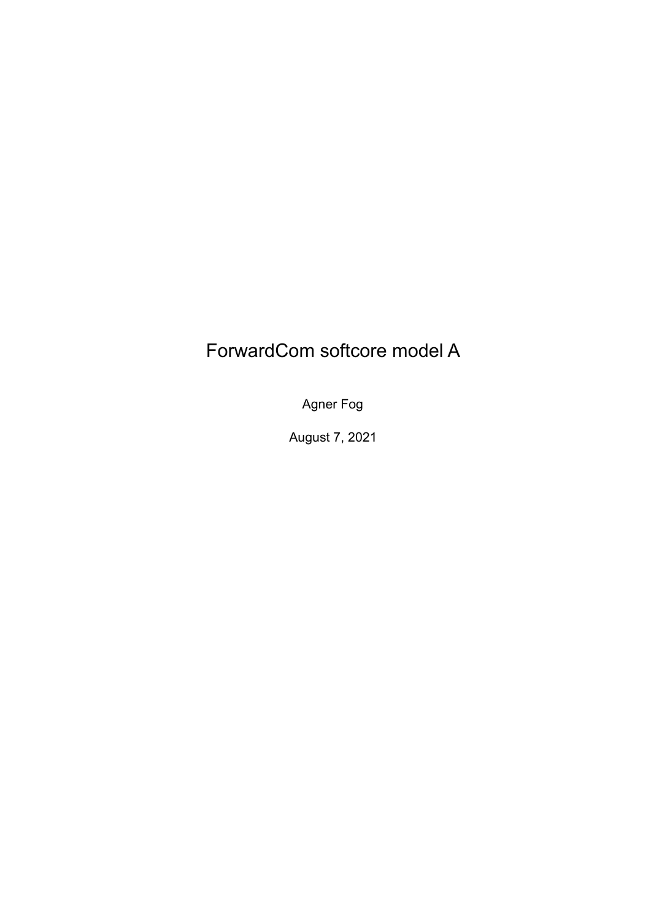# ForwardCom softcore model A

Agner Fog

August 7, 2021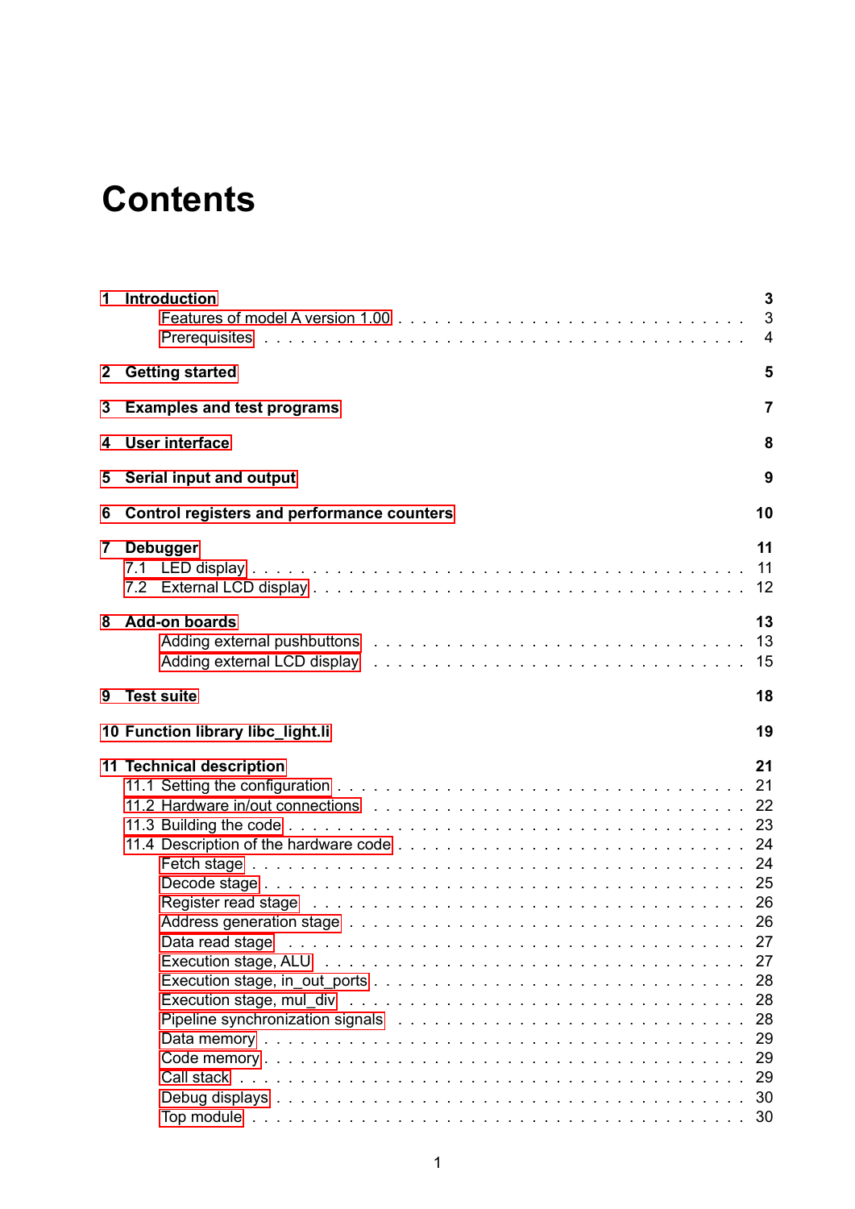# Contents

- **1 Introduction** — 3
  - Features of model A version 1.00 — 3
  - Prerequisites — 4
- **2 Getting started** — 5
- **3 Examples and test programs** — 7
- **4 User interface** — 8
- **5 Serial input and output** — 9
- **6 Control registers and performance counters** — 10
- **7 Debugger** — 11
  - 7.1 LED display — 11
  - 7.2 External LCD display — 12
- **8 Add-on boards** — 13
  - Adding external pushbuttons — 13
  - Adding external LCD display — 15
- **9 Test suite** — 18
- **10 Function library libc_light.li** — 19
- **11 Technical description** — 21
  - 11.1 Setting the configuration — 21
  - 11.2 Hardware in/out connections — 22
  - 11.3 Building the code — 23
  - 11.4 Description of the hardware code — 24
    - Fetch stage — 24
    - Decode stage — 25
    - Register read stage — 26
    - Address generation stage — 26
    - Data read stage — 27
    - Execution stage, ALU — 27
    - Execution stage, in_out_ports — 28
    - Execution stage, mul_div — 28
    - Pipeline synchronization signals — 28
    - Data memory — 29
    - Code memory — 29
    - Call stack — 29
    - Debug displays — 30
    - Top module — 30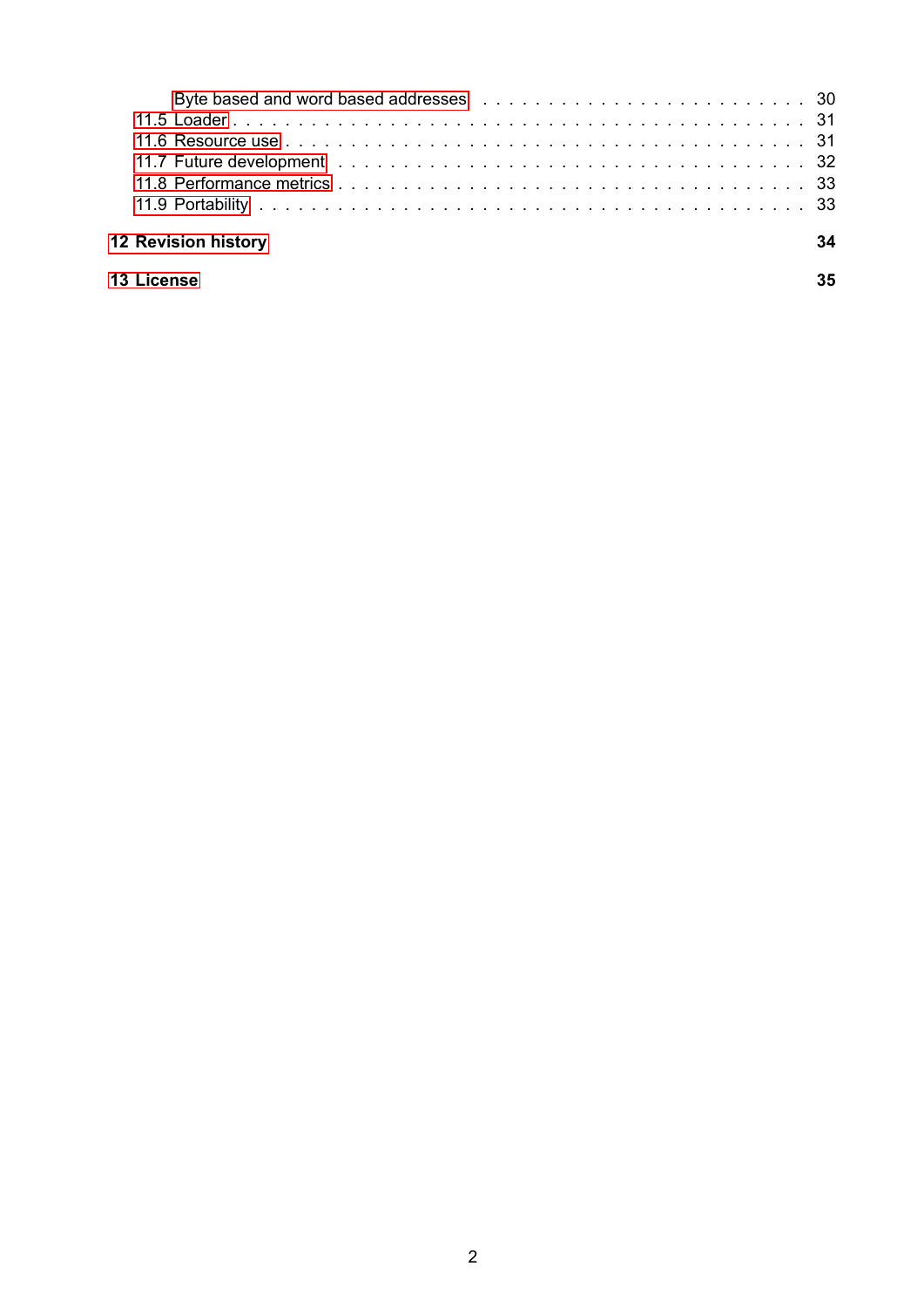Byte based and word based addresses . . . . . . . . . . . . . . . . . . . . . . . . . 30
11.5 Loader . . . . . . . . . . . . . . . . . . . . . . . . . . . . . . . . . . . . . . . . . . 31
11.6 Resource use . . . . . . . . . . . . . . . . . . . . . . . . . . . . . . . . . . . . . . 31
11.7 Future development . . . . . . . . . . . . . . . . . . . . . . . . . . . . . . . . . . 32
11.8 Performance metrics . . . . . . . . . . . . . . . . . . . . . . . . . . . . . . . . . . 33
11.9 Portability . . . . . . . . . . . . . . . . . . . . . . . . . . . . . . . . . . . . . . . 33

**12 Revision history** **34**

**13 License** **35**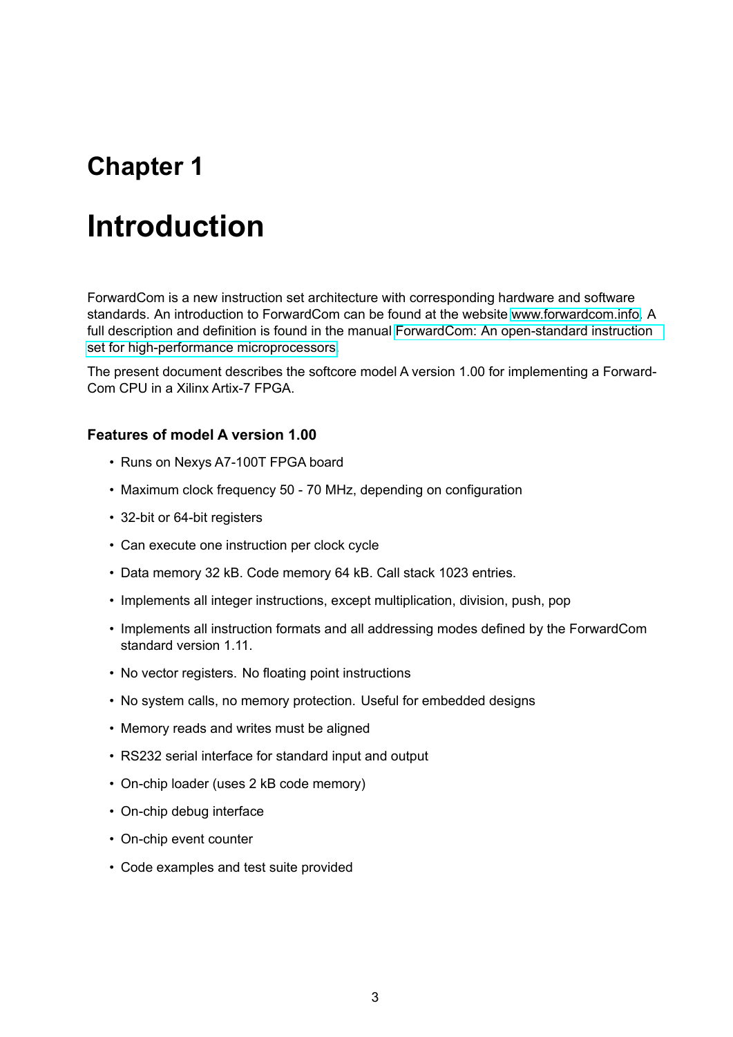# Chapter 1

# Introduction

ForwardCom is a new instruction set architecture with corresponding hardware and software standards. An introduction to ForwardCom can be found at the website www.forwardcom.info. A full description and definition is found in the manual ForwardCom: An open-standard instruction set for high-performance microprocessors.

The present document describes the softcore model A version 1.00 for implementing a ForwardCom CPU in a Xilinx Artix-7 FPGA.

### Features of model A version 1.00

- Runs on Nexys A7-100T FPGA board
- Maximum clock frequency 50 - 70 MHz, depending on configuration
- 32-bit or 64-bit registers
- Can execute one instruction per clock cycle
- Data memory 32 kB. Code memory 64 kB. Call stack 1023 entries.
- Implements all integer instructions, except multiplication, division, push, pop
- Implements all instruction formats and all addressing modes defined by the ForwardCom standard version 1.11.
- No vector registers. No floating point instructions
- No system calls, no memory protection. Useful for embedded designs
- Memory reads and writes must be aligned
- RS232 serial interface for standard input and output
- On-chip loader (uses 2 kB code memory)
- On-chip debug interface
- On-chip event counter
- Code examples and test suite provided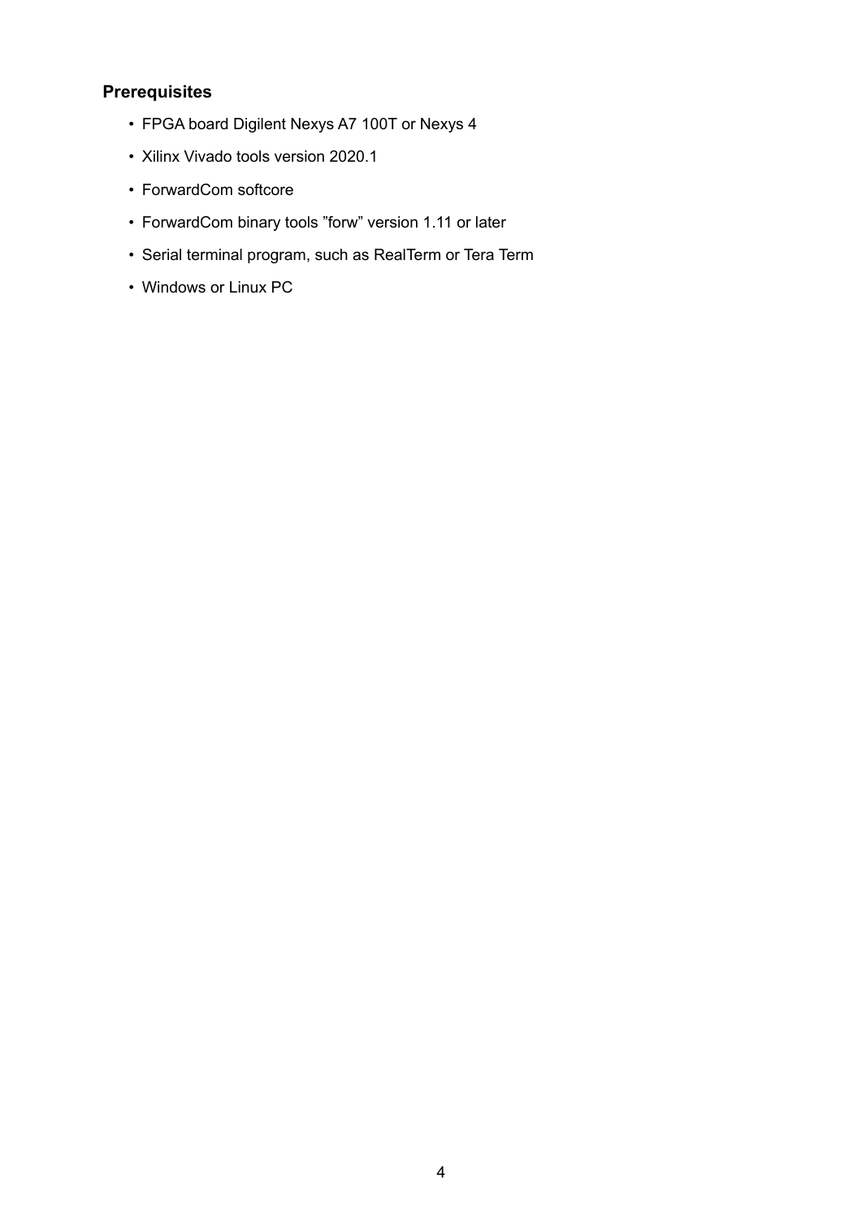### Prerequisites

- FPGA board Digilent Nexys A7 100T or Nexys 4
- Xilinx Vivado tools version 2020.1
- ForwardCom softcore
- ForwardCom binary tools ”forw” version 1.11 or later
- Serial terminal program, such as RealTerm or Tera Term
- Windows or Linux PC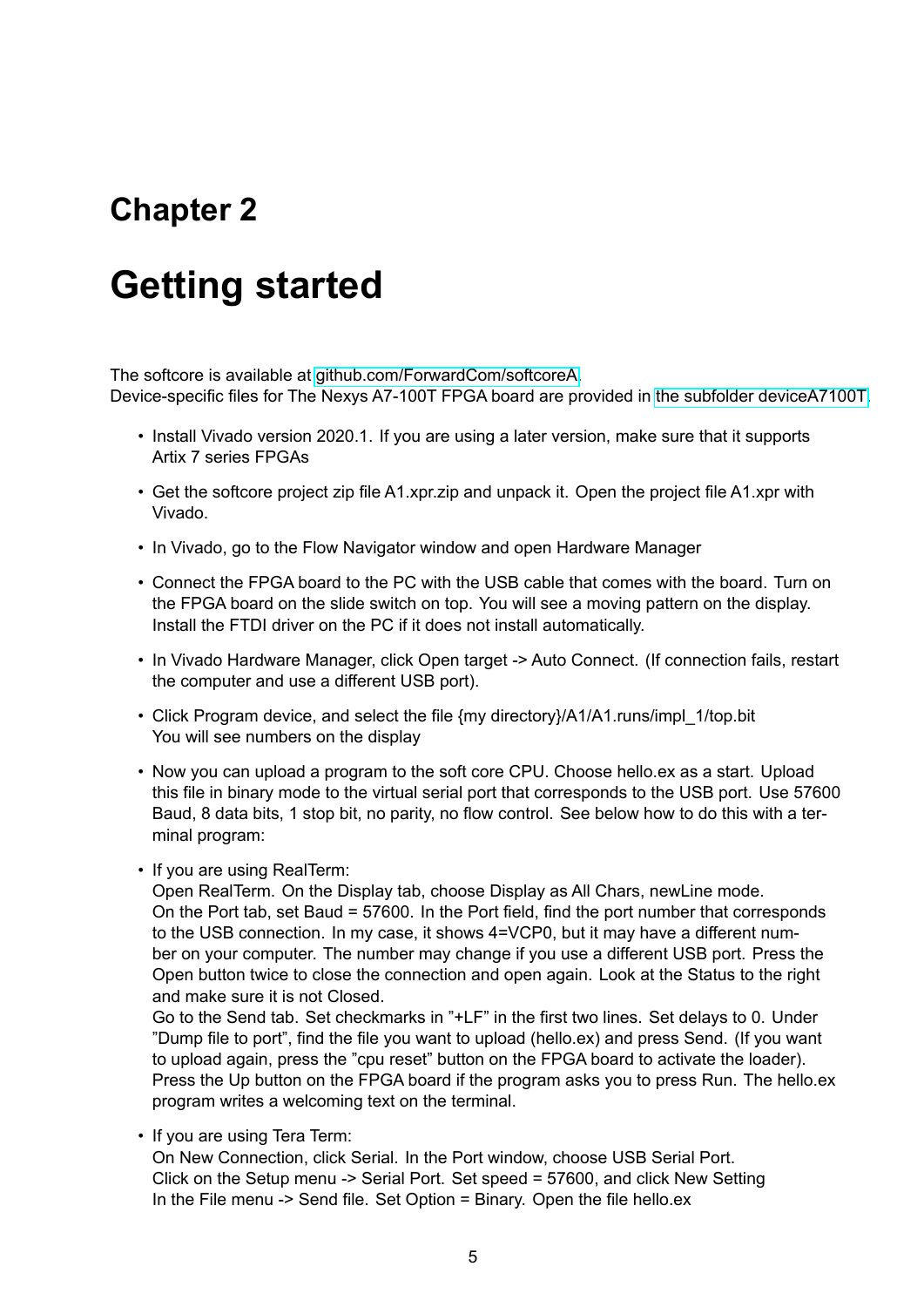# Chapter 2

# Getting started

The softcore is available at [github.com/ForwardCom/softcoreA](github.com/ForwardCom/softcoreA).
Device-specific files for The Nexys A7-100T FPGA board are provided in [the subfolder deviceA7100T](the subfolder deviceA7100T).

- Install Vivado version 2020.1. If you are using a later version, make sure that it supports Artix 7 series FPGAs
- Get the softcore project zip file A1.xpr.zip and unpack it. Open the project file A1.xpr with Vivado.
- In Vivado, go to the Flow Navigator window and open Hardware Manager
- Connect the FPGA board to the PC with the USB cable that comes with the board. Turn on the FPGA board on the slide switch on top. You will see a moving pattern on the display. Install the FTDI driver on the PC if it does not install automatically.
- In Vivado Hardware Manager, click Open target -> Auto Connect. (If connection fails, restart the computer and use a different USB port).
- Click Program device, and select the file {my directory}/A1/A1.runs/impl_1/top.bit
  You will see numbers on the display
- Now you can upload a program to the soft core CPU. Choose hello.ex as a start. Upload this file in binary mode to the virtual serial port that corresponds to the USB port. Use 57600 Baud, 8 data bits, 1 stop bit, no parity, no flow control. See below how to do this with a terminal program:
- If you are using RealTerm:
  Open RealTerm. On the Display tab, choose Display as All Chars, newLine mode.
  On the Port tab, set Baud = 57600. In the Port field, find the port number that corresponds to the USB connection. In my case, it shows 4=VCP0, but it may have a different number on your computer. The number may change if you use a different USB port. Press the Open button twice to close the connection and open again. Look at the Status to the right and make sure it is not Closed.
  Go to the Send tab. Set checkmarks in "+LF" in the first two lines. Set delays to 0. Under "Dump file to port", find the file you want to upload (hello.ex) and press Send. (If you want to upload again, press the "cpu reset" button on the FPGA board to activate the loader). Press the Up button on the FPGA board if the program asks you to press Run. The hello.ex program writes a welcoming text on the terminal.
- If you are using Tera Term:
  On New Connection, click Serial. In the Port window, choose USB Serial Port.
  Click on the Setup menu -> Serial Port. Set speed = 57600, and click New Setting
  In the File menu -> Send file. Set Option = Binary. Open the file hello.ex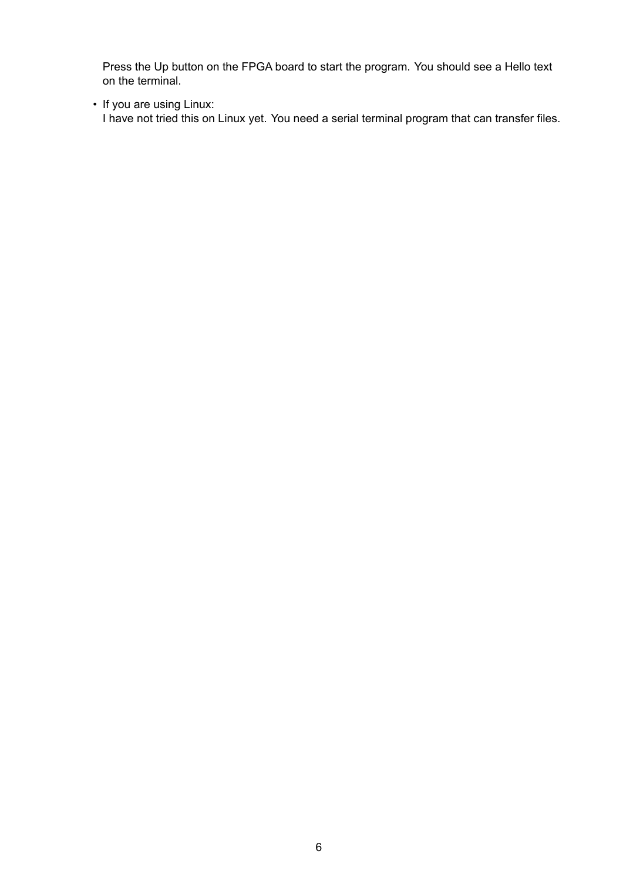Press the Up button on the FPGA board to start the program. You should see a Hello text on the terminal.

- If you are using Linux:
  I have not tried this on Linux yet. You need a serial terminal program that can transfer files.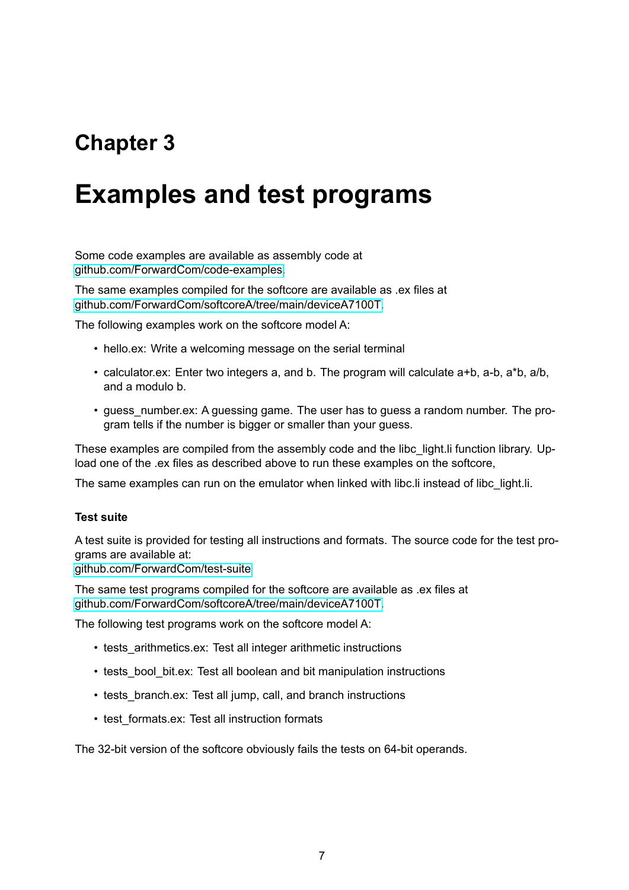# Chapter 3

# Examples and test programs

Some code examples are available as assembly code at
github.com/ForwardCom/code-examples.

The same examples compiled for the softcore are available as .ex files at
github.com/ForwardCom/softcoreA/tree/main/deviceA7100T.

The following examples work on the softcore model A:

- hello.ex: Write a welcoming message on the serial terminal
- calculator.ex: Enter two integers a, and b. The program will calculate a+b, a-b, a*b, a/b, and a modulo b.
- guess_number.ex: A guessing game. The user has to guess a random number. The program tells if the number is bigger or smaller than your guess.

These examples are compiled from the assembly code and the libc_light.li function library. Upload one of the .ex files as described above to run these examples on the softcore,

The same examples can run on the emulator when linked with libc.li instead of libc_light.li.

### Test suite

A test suite is provided for testing all instructions and formats. The source code for the test programs are available at:
github.com/ForwardCom/test-suite

The same test programs compiled for the softcore are available as .ex files at
github.com/ForwardCom/softcoreA/tree/main/deviceA7100T.

The following test programs work on the softcore model A:

- tests_arithmetics.ex: Test all integer arithmetic instructions
- tests_bool_bit.ex: Test all boolean and bit manipulation instructions
- tests_branch.ex: Test all jump, call, and branch instructions
- test_formats.ex: Test all instruction formats

The 32-bit version of the softcore obviously fails the tests on 64-bit operands.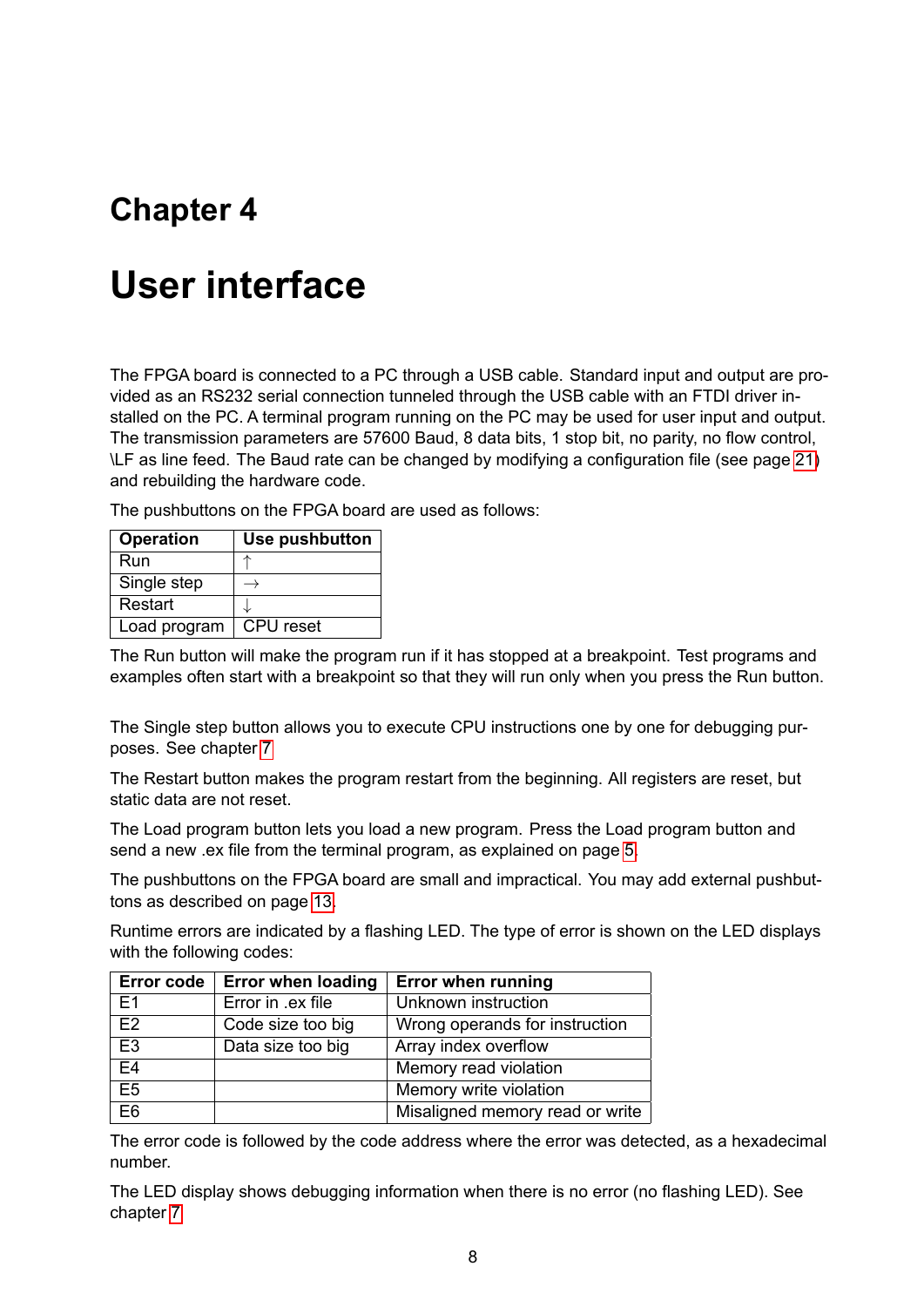# Chapter 4

# User interface

The FPGA board is connected to a PC through a USB cable. Standard input and output are provided as an RS232 serial connection tunneled through the USB cable with an FTDI driver installed on the PC. A terminal program running on the PC may be used for user input and output. The transmission parameters are 57600 Baud, 8 data bits, 1 stop bit, no parity, no flow control, \LF as line feed. The Baud rate can be changed by modifying a configuration file (see page 21) and rebuilding the hardware code.

The pushbuttons on the FPGA board are used as follows:

| Operation | Use pushbutton |
|---|---|
| Run | ↑ |
| Single step | → |
| Restart | ↓ |
| Load program | CPU reset |

The Run button will make the program run if it has stopped at a breakpoint. Test programs and examples often start with a breakpoint so that they will run only when you press the Run button.

The Single step button allows you to execute CPU instructions one by one for debugging purposes. See chapter 7

The Restart button makes the program restart from the beginning. All registers are reset, but static data are not reset.

The Load program button lets you load a new program. Press the Load program button and send a new .ex file from the terminal program, as explained on page 5.

The pushbuttons on the FPGA board are small and impractical. You may add external pushbuttons as described on page 13.

Runtime errors are indicated by a flashing LED. The type of error is shown on the LED displays with the following codes:

| Error code | Error when loading | Error when running |
|---|---|---|
| E1 | Error in .ex file | Unknown instruction |
| E2 | Code size too big | Wrong operands for instruction |
| E3 | Data size too big | Array index overflow |
| E4 | | Memory read violation |
| E5 | | Memory write violation |
| E6 | | Misaligned memory read or write |

The error code is followed by the code address where the error was detected, as a hexadecimal number.

The LED display shows debugging information when there is no error (no flashing LED). See chapter 7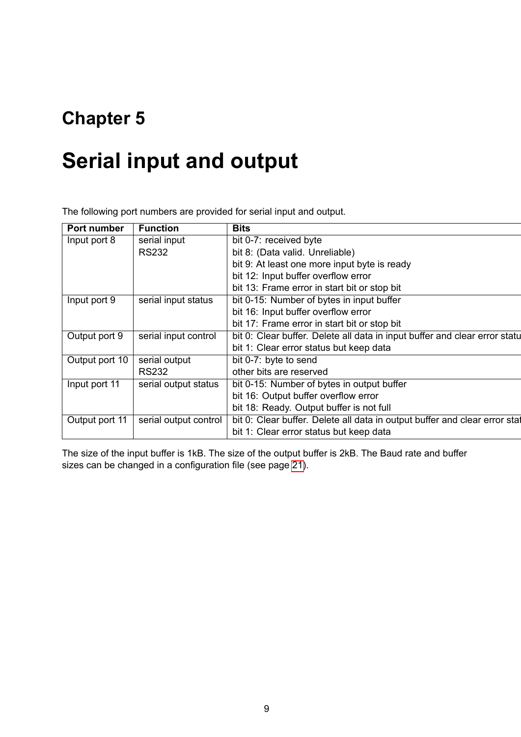# Chapter 5

# Serial input and output

The following port numbers are provided for serial input and output.

| Port number | Function | Bits |
|---|---|---|
| Input port 8 | serial input RS232 | bit 0-7: received byte<br>bit 8: (Data valid. Unreliable)<br>bit 9: At least one more input byte is ready<br>bit 12: Input buffer overflow error<br>bit 13: Frame error in start bit or stop bit |
| Input port 9 | serial input status | bit 0-15: Number of bytes in input buffer<br>bit 16: Input buffer overflow error<br>bit 17: Frame error in start bit or stop bit |
| Output port 9 | serial input control | bit 0: Clear buffer. Delete all data in input buffer and clear error statu<br>bit 1: Clear error status but keep data |
| Output port 10 | serial output RS232 | bit 0-7: byte to send<br>other bits are reserved |
| Input port 11 | serial output status | bit 0-15: Number of bytes in output buffer<br>bit 16: Output buffer overflow error<br>bit 18: Ready. Output buffer is not full |
| Output port 11 | serial output control | bit 0: Clear buffer. Delete all data in output buffer and clear error stat<br>bit 1: Clear error status but keep data |

The size of the input buffer is 1kB. The size of the output buffer is 2kB. The Baud rate and buffer sizes can be changed in a configuration file (see page 21).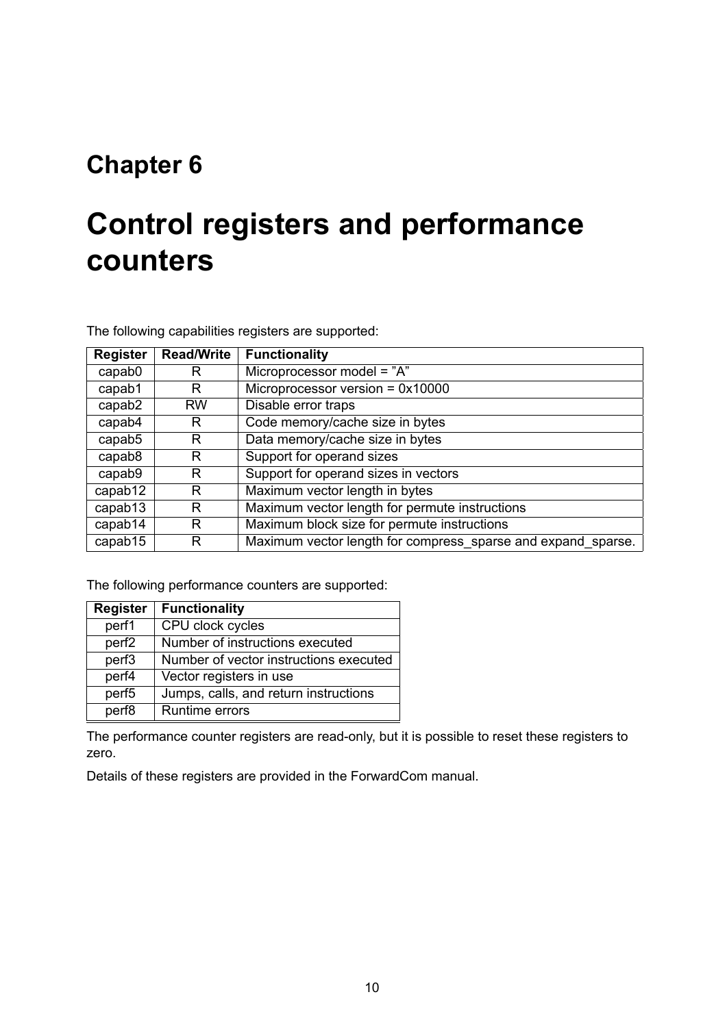# Chapter 6

# Control registers and performance counters

The following capabilities registers are supported:

| Register | Read/Write | Functionality |
|---|---|---|
| capab0 | R | Microprocessor model = ”A” |
| capab1 | R | Microprocessor version = 0x10000 |
| capab2 | RW | Disable error traps |
| capab4 | R | Code memory/cache size in bytes |
| capab5 | R | Data memory/cache size in bytes |
| capab8 | R | Support for operand sizes |
| capab9 | R | Support for operand sizes in vectors |
| capab12 | R | Maximum vector length in bytes |
| capab13 | R | Maximum vector length for permute instructions |
| capab14 | R | Maximum block size for permute instructions |
| capab15 | R | Maximum vector length for compress_sparse and expand_sparse. |

The following performance counters are supported:

| Register | Functionality |
|---|---|
| perf1 | CPU clock cycles |
| perf2 | Number of instructions executed |
| perf3 | Number of vector instructions executed |
| perf4 | Vector registers in use |
| perf5 | Jumps, calls, and return instructions |
| perf8 | Runtime errors |

The performance counter registers are read-only, but it is possible to reset these registers to zero.

Details of these registers are provided in the ForwardCom manual.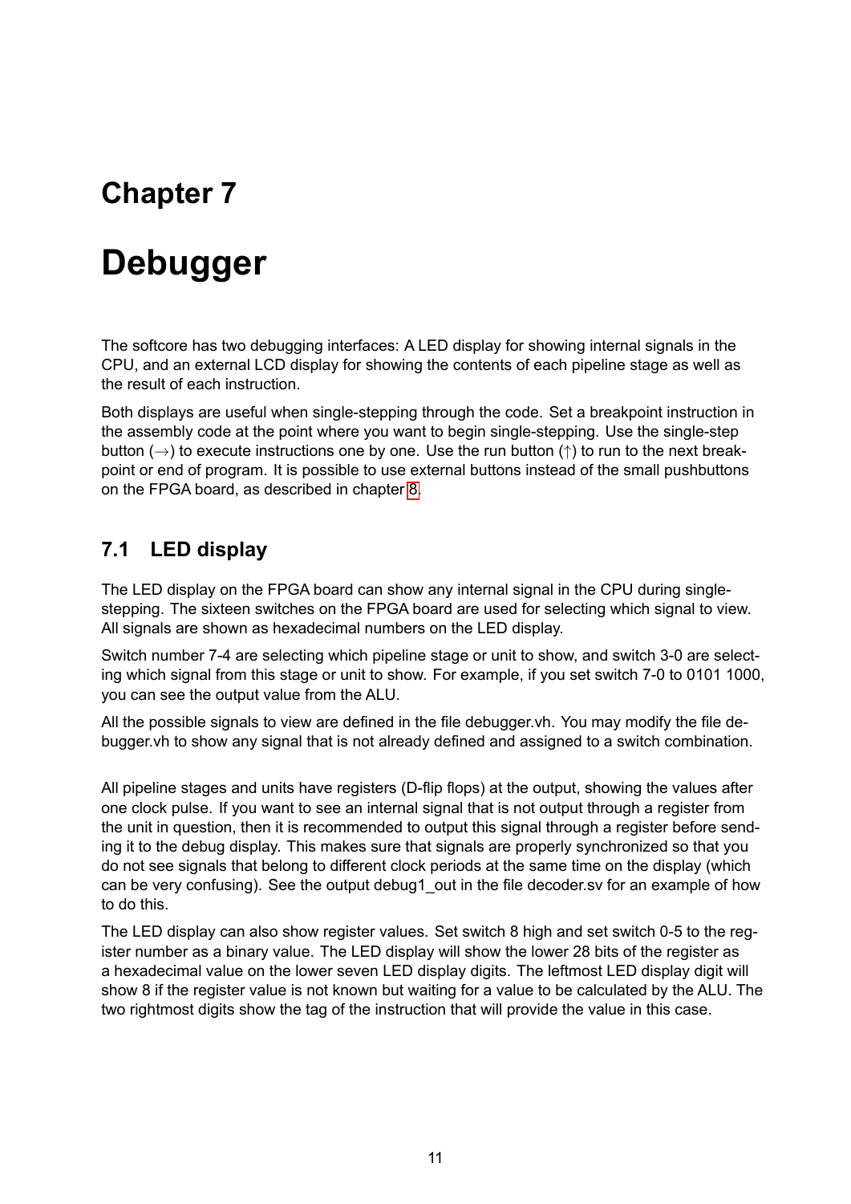# Chapter 7

# Debugger

The softcore has two debugging interfaces: A LED display for showing internal signals in the CPU, and an external LCD display for showing the contents of each pipeline stage as well as the result of each instruction.

Both displays are useful when single-stepping through the code. Set a breakpoint instruction in the assembly code at the point where you want to begin single-stepping. Use the single-step button (→) to execute instructions one by one. Use the run button (↑) to run to the next breakpoint or end of program. It is possible to use external buttons instead of the small pushbuttons on the FPGA board, as described in chapter 8.

## 7.1 LED display

The LED display on the FPGA board can show any internal signal in the CPU during single-stepping. The sixteen switches on the FPGA board are used for selecting which signal to view. All signals are shown as hexadecimal numbers on the LED display.

Switch number 7-4 are selecting which pipeline stage or unit to show, and switch 3-0 are selecting which signal from this stage or unit to show. For example, if you set switch 7-0 to 0101 1000, you can see the output value from the ALU.

All the possible signals to view are defined in the file debugger.vh. You may modify the file debugger.vh to show any signal that is not already defined and assigned to a switch combination.

All pipeline stages and units have registers (D-flip flops) at the output, showing the values after one clock pulse. If you want to see an internal signal that is not output through a register from the unit in question, then it is recommended to output this signal through a register before sending it to the debug display. This makes sure that signals are properly synchronized so that you do not see signals that belong to different clock periods at the same time on the display (which can be very confusing). See the output debug1_out in the file decoder.sv for an example of how to do this.

The LED display can also show register values. Set switch 8 high and set switch 0-5 to the register number as a binary value. The LED display will show the lower 28 bits of the register as a hexadecimal value on the lower seven LED display digits. The leftmost LED display digit will show 8 if the register value is not known but waiting for a value to be calculated by the ALU. The two rightmost digits show the tag of the instruction that will provide the value in this case.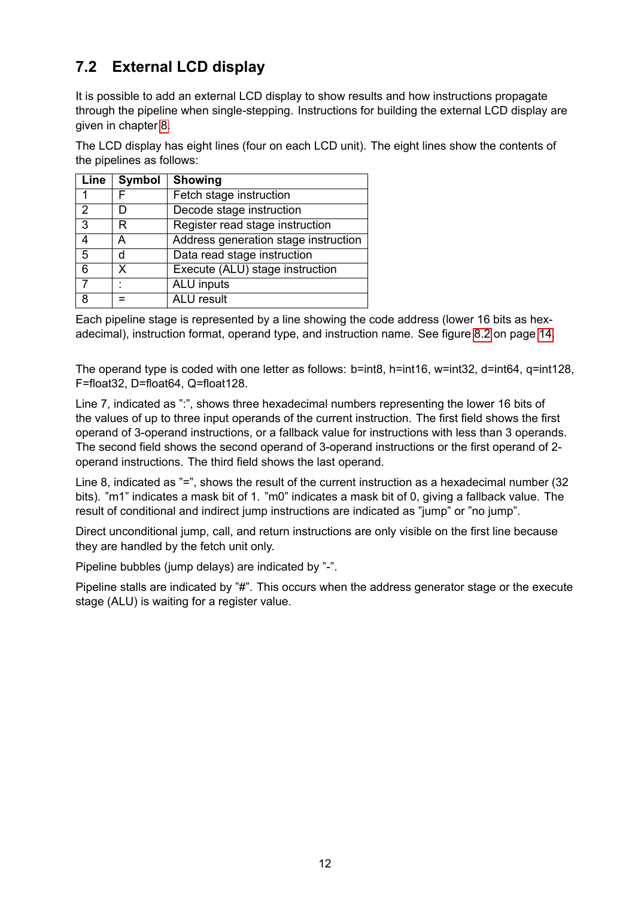## 7.2 External LCD display

It is possible to add an external LCD display to show results and how instructions propagate through the pipeline when single-stepping. Instructions for building the external LCD display are given in chapter 8.

The LCD display has eight lines (four on each LCD unit). The eight lines show the contents of the pipelines as follows:

| Line | Symbol | Showing |
|---|---|---|
| 1 | F | Fetch stage instruction |
| 2 | D | Decode stage instruction |
| 3 | R | Register read stage instruction |
| 4 | A | Address generation stage instruction |
| 5 | d | Data read stage instruction |
| 6 | X | Execute (ALU) stage instruction |
| 7 | : | ALU inputs |
| 8 | = | ALU result |

Each pipeline stage is represented by a line showing the code address (lower 16 bits as hexadecimal), instruction format, operand type, and instruction name. See figure 8.2 on page 14.

The operand type is coded with one letter as follows: b=int8, h=int16, w=int32, d=int64, q=int128, F=float32, D=float64, Q=float128.

Line 7, indicated as ":", shows three hexadecimal numbers representing the lower 16 bits of the values of up to three input operands of the current instruction. The first field shows the first operand of 3-operand instructions, or a fallback value for instructions with less than 3 operands. The second field shows the second operand of 3-operand instructions or the first operand of 2-operand instructions. The third field shows the last operand.

Line 8, indicated as "=", shows the result of the current instruction as a hexadecimal number (32 bits). "m1" indicates a mask bit of 1. "m0" indicates a mask bit of 0, giving a fallback value. The result of conditional and indirect jump instructions are indicated as "jump" or "no jump".

Direct unconditional jump, call, and return instructions are only visible on the first line because they are handled by the fetch unit only.

Pipeline bubbles (jump delays) are indicated by "-".

Pipeline stalls are indicated by "#". This occurs when the address generator stage or the execute stage (ALU) is waiting for a register value.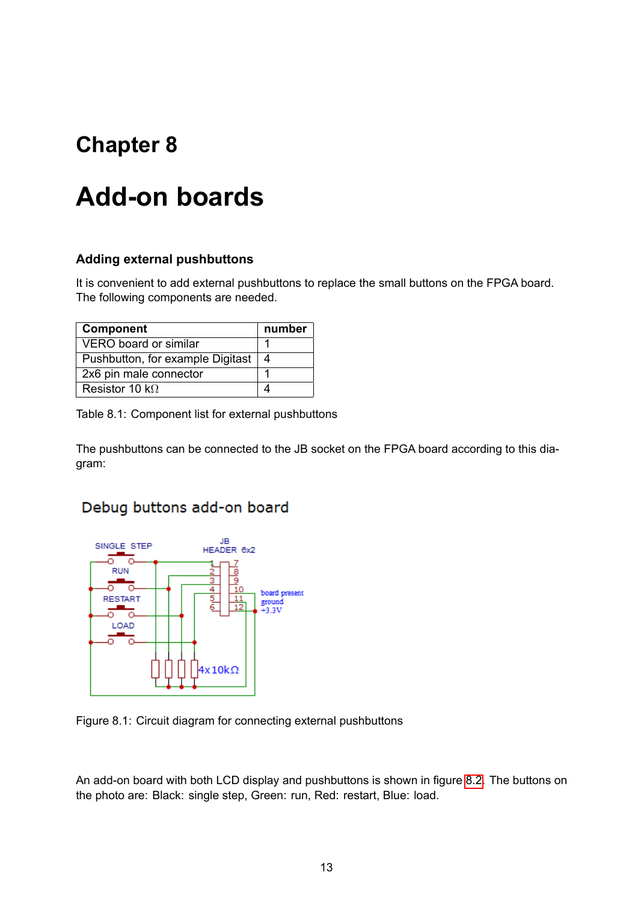# Chapter 8

# Add-on boards

### Adding external pushbuttons

It is convenient to add external pushbuttons to replace the small buttons on the FPGA board. The following components are needed.

| Component | number |
|---|---|
| VERO board or similar | 1 |
| Pushbutton, for example Digitast | 4 |
| 2x6 pin male connector | 1 |
| Resistor 10 kΩ | 4 |

Table 8.1: Component list for external pushbuttons

The pushbuttons can be connected to the JB socket on the FPGA board according to this diagram:

Figure 8.1: Circuit diagram for connecting external pushbuttons

An add-on board with both LCD display and pushbuttons is shown in figure 8.2. The buttons on the photo are: Black: single step, Green: run, Red: restart, Blue: load.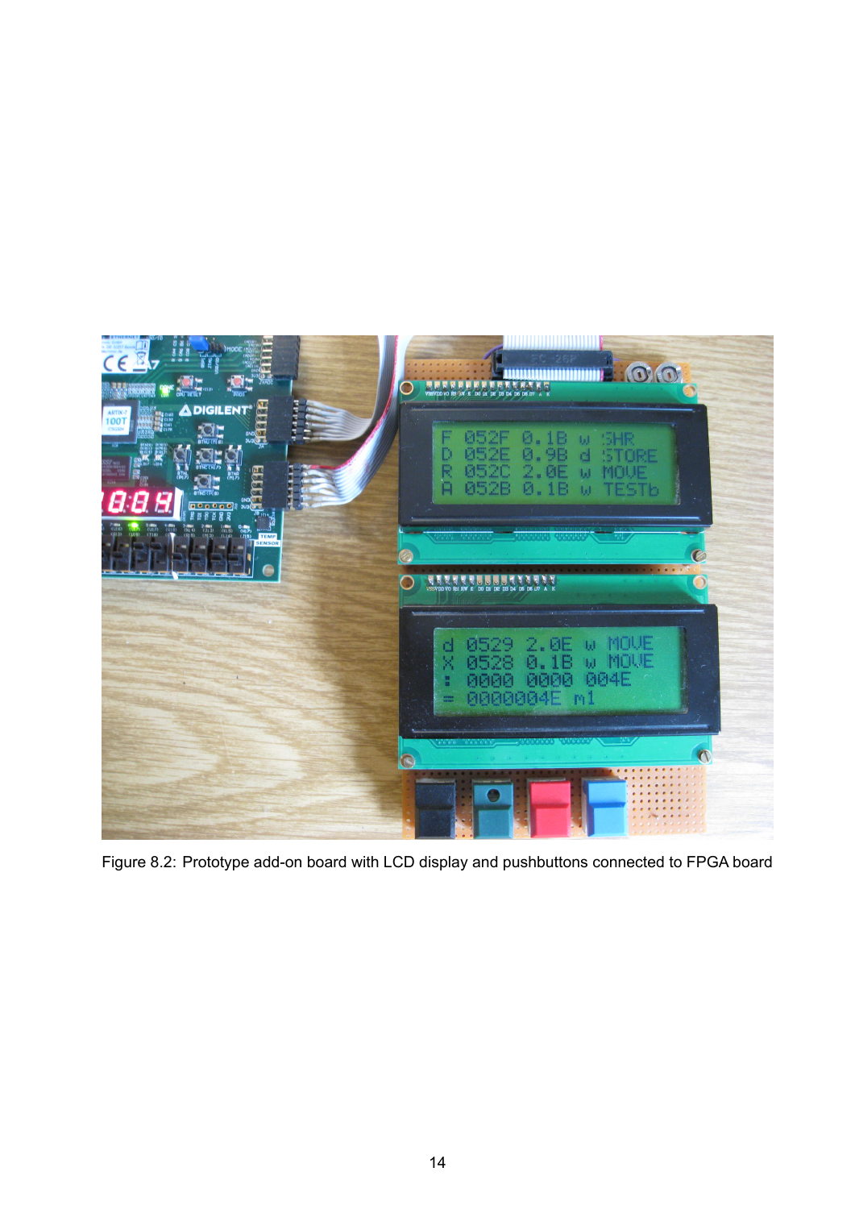Figure 8.2: Prototype add-on board with LCD display and pushbuttons connected to FPGA board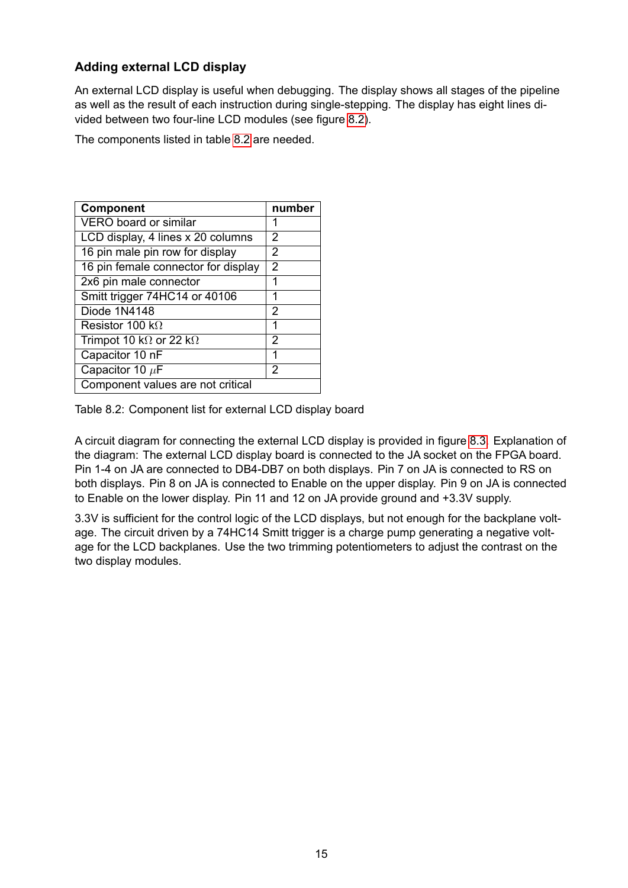### Adding external LCD display

An external LCD display is useful when debugging. The display shows all stages of the pipeline as well as the result of each instruction during single-stepping. The display has eight lines divided between two four-line LCD modules (see figure 8.2).

The components listed in table 8.2 are needed.

| Component | number |
|---|---|
| VERO board or similar | 1 |
| LCD display, 4 lines x 20 columns | 2 |
| 16 pin male pin row for display | 2 |
| 16 pin female connector for display | 2 |
| 2x6 pin male connector | 1 |
| Smitt trigger 74HC14 or 40106 | 1 |
| Diode 1N4148 | 2 |
| Resistor 100 k$\Omega$ | 1 |
| Trimpot 10 k$\Omega$ or 22 k$\Omega$ | 2 |
| Capacitor 10 nF | 1 |
| Capacitor 10 $\mu$F | 2 |
| Component values are not critical | |

Table 8.2: Component list for external LCD display board

A circuit diagram for connecting the external LCD display is provided in figure 8.3. Explanation of the diagram: The external LCD display board is connected to the JA socket on the FPGA board. Pin 1-4 on JA are connected to DB4-DB7 on both displays. Pin 7 on JA is connected to RS on both displays. Pin 8 on JA is connected to Enable on the upper display. Pin 9 on JA is connected to Enable on the lower display. Pin 11 and 12 on JA provide ground and +3.3V supply.

3.3V is sufficient for the control logic of the LCD displays, but not enough for the backplane voltage. The circuit driven by a 74HC14 Smitt trigger is a charge pump generating a negative voltage for the LCD backplanes. Use the two trimming potentiometers to adjust the contrast on the two display modules.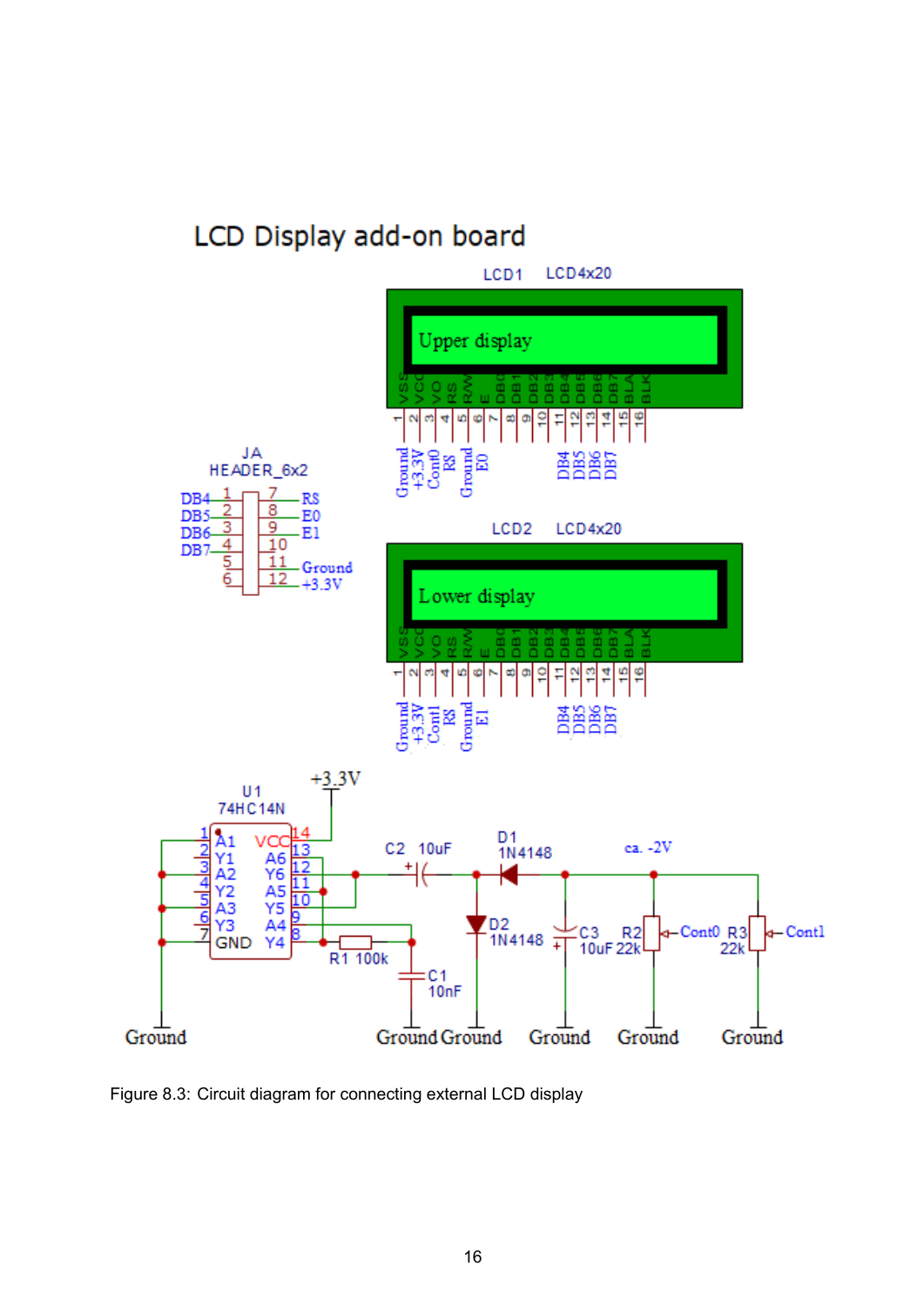Figure 8.3: Circuit diagram for connecting external LCD display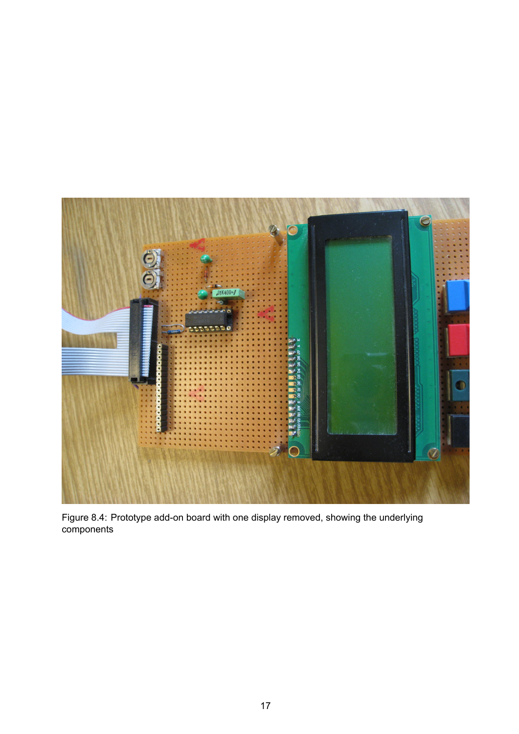Figure 8.4: Prototype add-on board with one display removed, showing the underlying components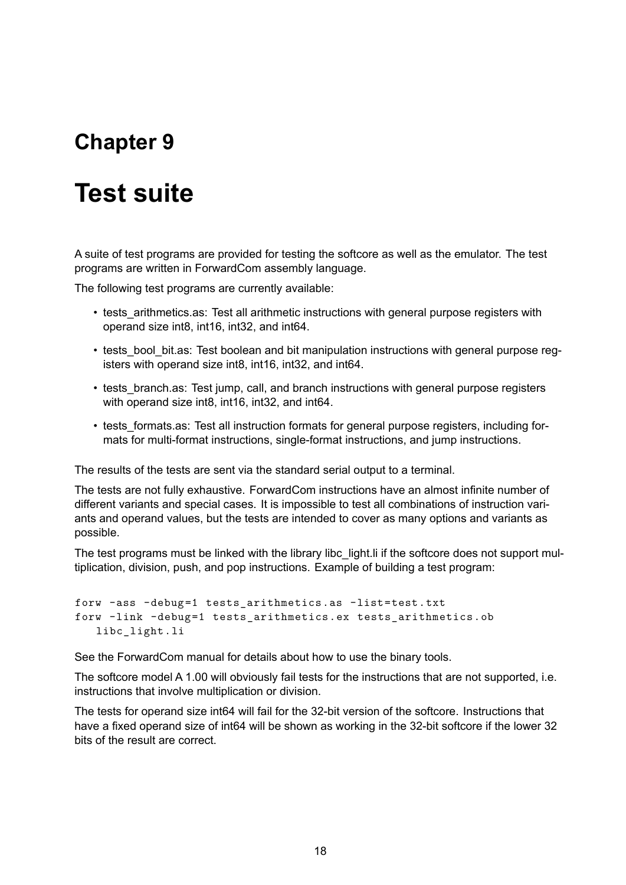# Chapter 9

# Test suite

A suite of test programs are provided for testing the softcore as well as the emulator. The test programs are written in ForwardCom assembly language.

The following test programs are currently available:

- tests_arithmetics.as: Test all arithmetic instructions with general purpose registers with operand size int8, int16, int32, and int64.
- tests_bool_bit.as: Test boolean and bit manipulation instructions with general purpose registers with operand size int8, int16, int32, and int64.
- tests_branch.as: Test jump, call, and branch instructions with general purpose registers with operand size int8, int16, int32, and int64.
- tests_formats.as: Test all instruction formats for general purpose registers, including formats for multi-format instructions, single-format instructions, and jump instructions.

The results of the tests are sent via the standard serial output to a terminal.

The tests are not fully exhaustive. ForwardCom instructions have an almost infinite number of different variants and special cases. It is impossible to test all combinations of instruction variants and operand values, but the tests are intended to cover as many options and variants as possible.

The test programs must be linked with the library libc_light.li if the softcore does not support multiplication, division, push, and pop instructions. Example of building a test program:

```
forw -ass -debug=1 tests_arithmetics.as -list=test.txt
forw -link -debug=1 tests_arithmetics.ex tests_arithmetics.ob
   libc_light.li
```

See the ForwardCom manual for details about how to use the binary tools.

The softcore model A 1.00 will obviously fail tests for the instructions that are not supported, i.e. instructions that involve multiplication or division.

The tests for operand size int64 will fail for the 32-bit version of the softcore. Instructions that have a fixed operand size of int64 will be shown as working in the 32-bit softcore if the lower 32 bits of the result are correct.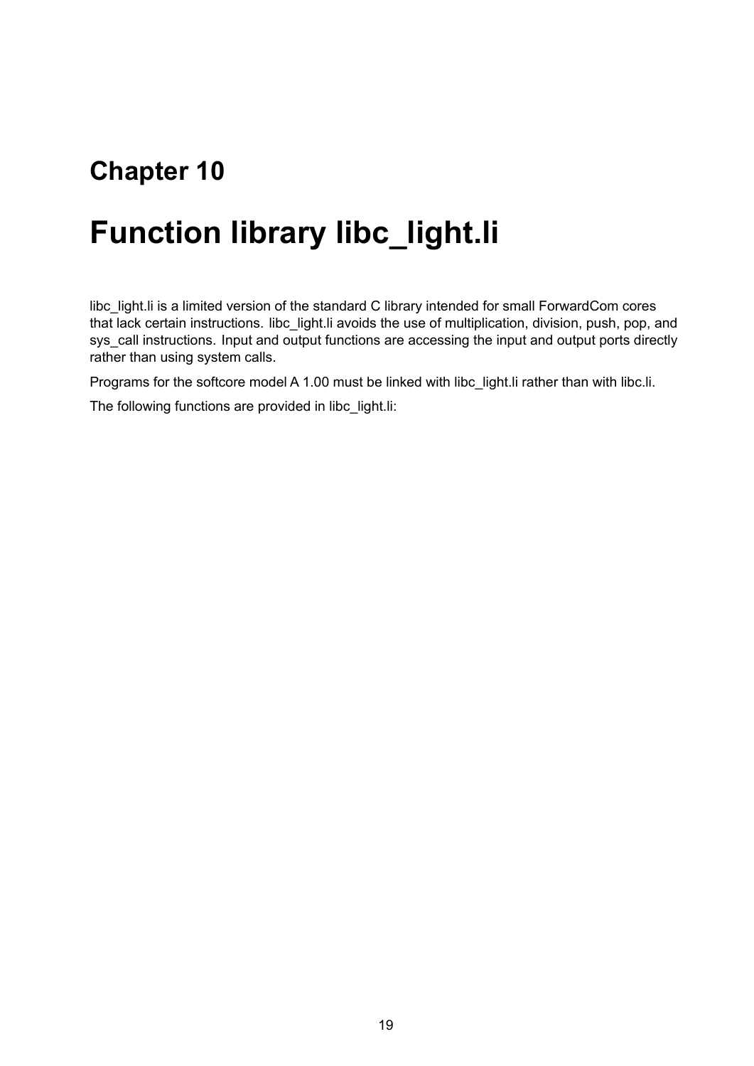# Chapter 10

# Function library libc_light.li

libc_light.li is a limited version of the standard C library intended for small ForwardCom cores that lack certain instructions. libc_light.li avoids the use of multiplication, division, push, pop, and sys_call instructions. Input and output functions are accessing the input and output ports directly rather than using system calls.

Programs for the softcore model A 1.00 must be linked with libc_light.li rather than with libc.li.

The following functions are provided in libc_light.li: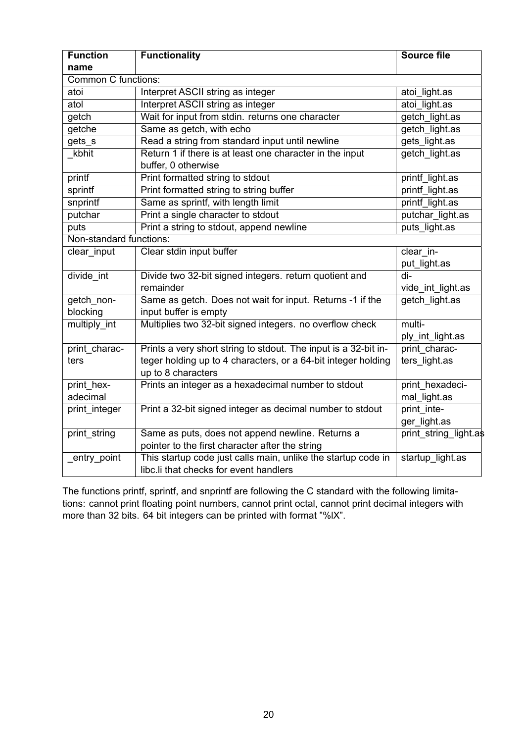| Function name | Functionality | Source file |
|---|---|---|
| Common C functions: | | |
| atoi | Interpret ASCII string as integer | atoi_light.as |
| atol | Interpret ASCII string as integer | atoi_light.as |
| getch | Wait for input from stdin. returns one character | getch_light.as |
| getche | Same as getch, with echo | getch_light.as |
| gets_s | Read a string from standard input until newline | gets_light.as |
| _kbhit | Return 1 if there is at least one character in the input buffer, 0 otherwise | getch_light.as |
| printf | Print formatted string to stdout | printf_light.as |
| sprintf | Print formatted string to string buffer | printf_light.as |
| snprintf | Same as sprintf, with length limit | printf_light.as |
| putchar | Print a single character to stdout | putchar_light.as |
| puts | Print a string to stdout, append newline | puts_light.as |
| Non-standard functions: | | |
| clear_input | Clear stdin input buffer | clear_input_light.as |
| divide_int | Divide two 32-bit signed integers. return quotient and remainder | divide_int_light.as |
| getch_nonblocking | Same as getch. Does not wait for input. Returns -1 if the input buffer is empty | getch_light.as |
| multiply_int | Multiplies two 32-bit signed integers. no overflow check | multiply_int_light.as |
| print_characters | Prints a very short string to stdout. The input is a 32-bit integer holding up to 4 characters, or a 64-bit integer holding up to 8 characters | print_characters_light.as |
| print_hexadecimal | Prints an integer as a hexadecimal number to stdout | print_hexadecimal_light.as |
| print_integer | Print a 32-bit signed integer as decimal number to stdout | print_integer_light.as |
| print_string | Same as puts, does not append newline. Returns a pointer to the first character after the string | print_string_light.as |
| _entry_point | This startup code just calls main, unlike the startup code in libc.li that checks for event handlers | startup_light.as |

The functions printf, sprintf, and snprintf are following the C standard with the following limitations: cannot print floating point numbers, cannot print octal, cannot print decimal integers with more than 32 bits. 64 bit integers can be printed with format "%lX".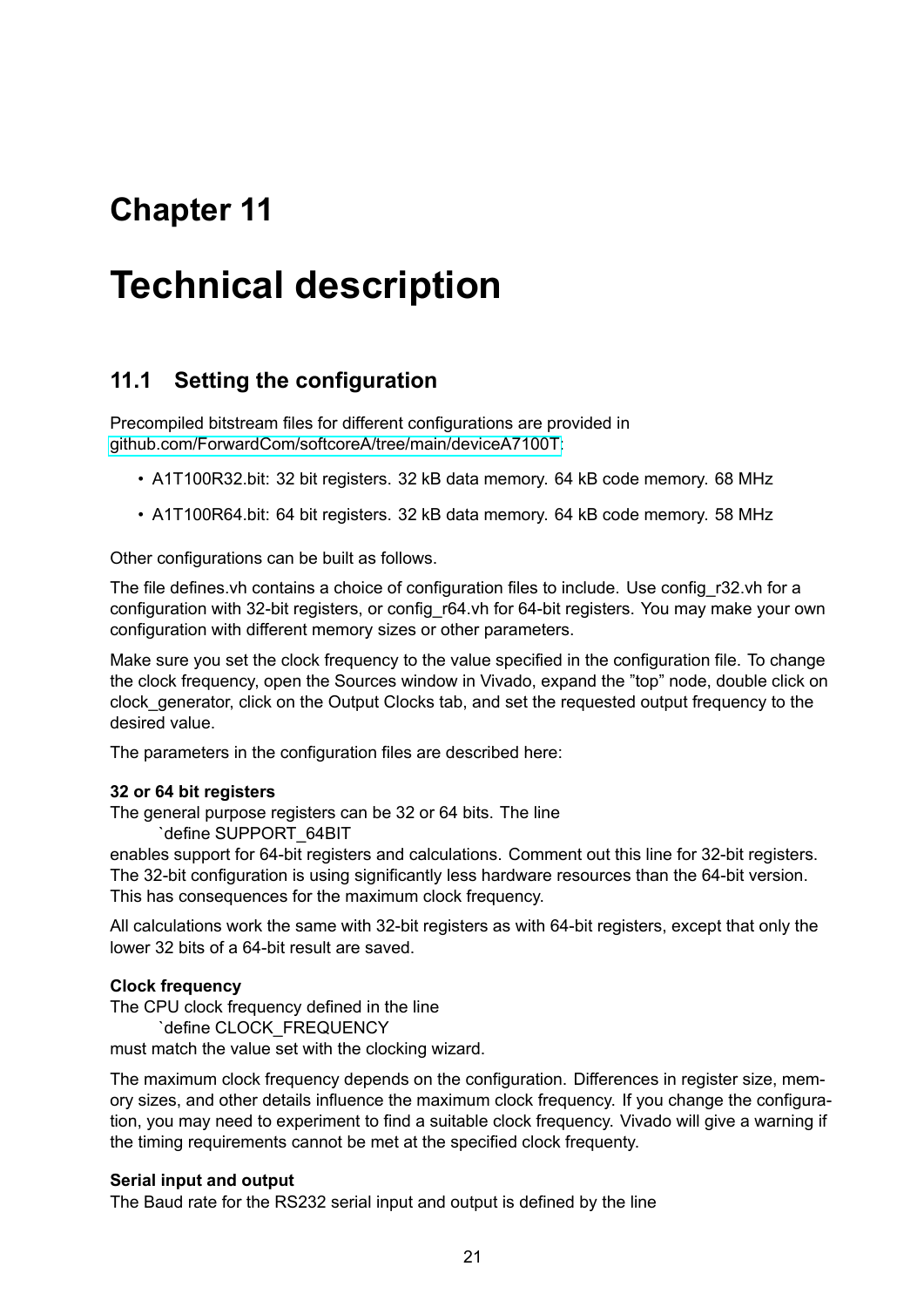# Chapter 11

# Technical description

## 11.1 Setting the configuration

Precompiled bitstream files for different configurations are provided in
github.com/ForwardCom/softcoreA/tree/main/deviceA7100T:

- A1T100R32.bit: 32 bit registers. 32 kB data memory. 64 kB code memory. 68 MHz
- A1T100R64.bit: 64 bit registers. 32 kB data memory. 64 kB code memory. 58 MHz

Other configurations can be built as follows.

The file defines.vh contains a choice of configuration files to include. Use config_r32.vh for a configuration with 32-bit registers, or config_r64.vh for 64-bit registers. You may make your own configuration with different memory sizes or other parameters.

Make sure you set the clock frequency to the value specified in the configuration file. To change the clock frequency, open the Sources window in Vivado, expand the "top" node, double click on clock_generator, click on the Output Clocks tab, and set the requested output frequency to the desired value.

The parameters in the configuration files are described here:

**32 or 64 bit registers**
The general purpose registers can be 32 or 64 bits. The line

```
`define SUPPORT_64BIT
```

enables support for 64-bit registers and calculations. Comment out this line for 32-bit registers. The 32-bit configuration is using significantly less hardware resources than the 64-bit version. This has consequences for the maximum clock frequency.

All calculations work the same with 32-bit registers as with 64-bit registers, except that only the lower 32 bits of a 64-bit result are saved.

**Clock frequency**
The CPU clock frequency defined in the line

```
`define CLOCK_FREQUENCY
```

must match the value set with the clocking wizard.

The maximum clock frequency depends on the configuration. Differences in register size, memory sizes, and other details influence the maximum clock frequency. If you change the configuration, you may need to experiment to find a suitable clock frequency. Vivado will give a warning if the timing requirements cannot be met at the specified clock frequenty.

**Serial input and output**
The Baud rate for the RS232 serial input and output is defined by the line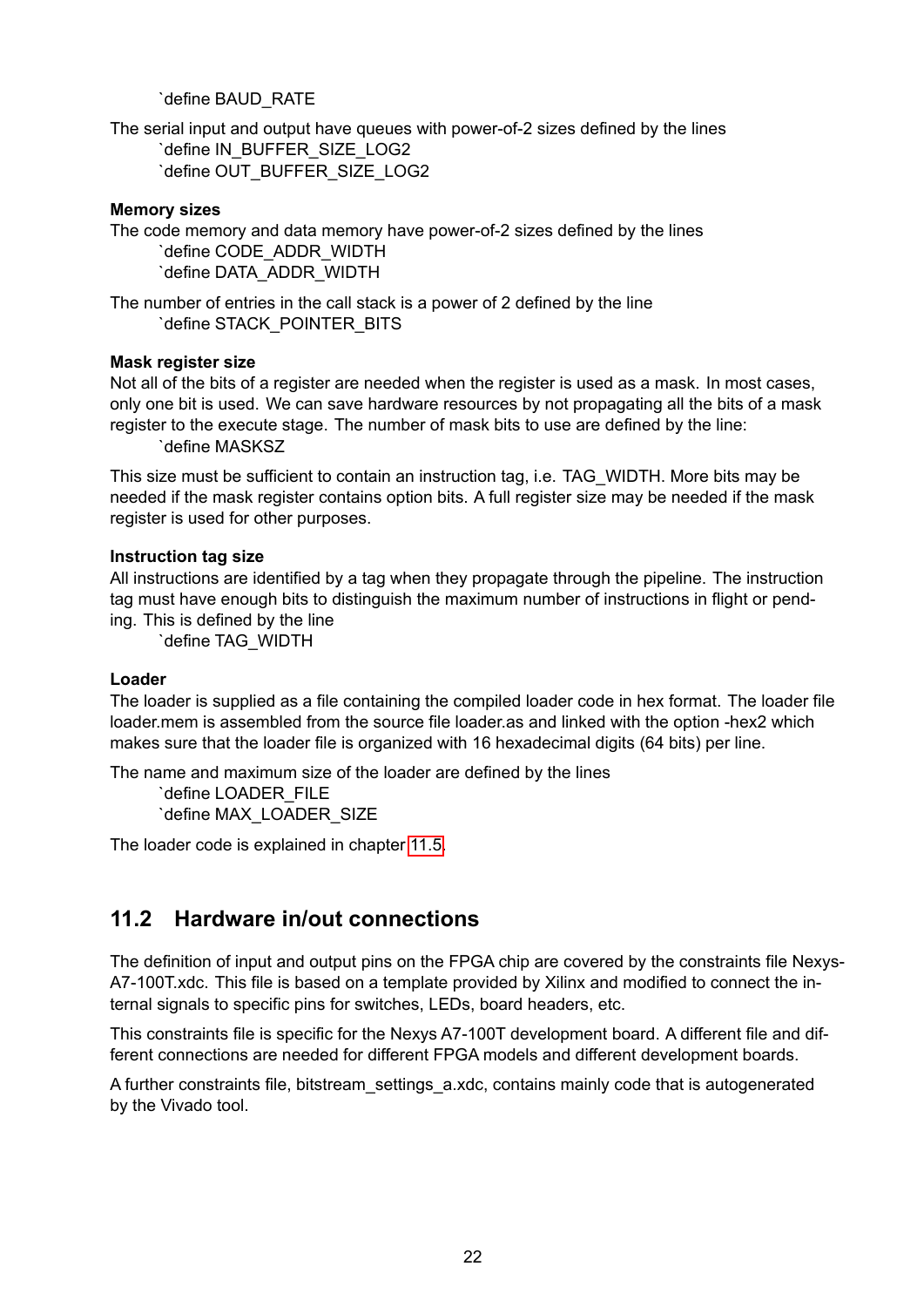`define BAUD_RATE

The serial input and output have queues with power-of-2 sizes defined by the lines

`define IN_BUFFER_SIZE_LOG2
`define OUT_BUFFER_SIZE_LOG2

**Memory sizes**

The code memory and data memory have power-of-2 sizes defined by the lines

`define CODE_ADDR_WIDTH
`define DATA_ADDR_WIDTH

The number of entries in the call stack is a power of 2 defined by the line

`define STACK_POINTER_BITS

**Mask register size**

Not all of the bits of a register are needed when the register is used as a mask. In most cases, only one bit is used. We can save hardware resources by not propagating all the bits of a mask register to the execute stage. The number of mask bits to use are defined by the line:

`define MASKSZ

This size must be sufficient to contain an instruction tag, i.e. TAG_WIDTH. More bits may be needed if the mask register contains option bits. A full register size may be needed if the mask register is used for other purposes.

**Instruction tag size**

All instructions are identified by a tag when they propagate through the pipeline. The instruction tag must have enough bits to distinguish the maximum number of instructions in flight or pending. This is defined by the line

`define TAG_WIDTH

**Loader**

The loader is supplied as a file containing the compiled loader code in hex format. The loader file loader.mem is assembled from the source file loader.as and linked with the option -hex2 which makes sure that the loader file is organized with 16 hexadecimal digits (64 bits) per line.

The name and maximum size of the loader are defined by the lines

`define LOADER_FILE
`define MAX_LOADER_SIZE

The loader code is explained in chapter 11.5.

## 11.2 Hardware in/out connections

The definition of input and output pins on the FPGA chip are covered by the constraints file Nexys-A7-100T.xdc. This file is based on a template provided by Xilinx and modified to connect the internal signals to specific pins for switches, LEDs, board headers, etc.

This constraints file is specific for the Nexys A7-100T development board. A different file and different connections are needed for different FPGA models and different development boards.

A further constraints file, bitstream_settings_a.xdc, contains mainly code that is autogenerated by the Vivado tool.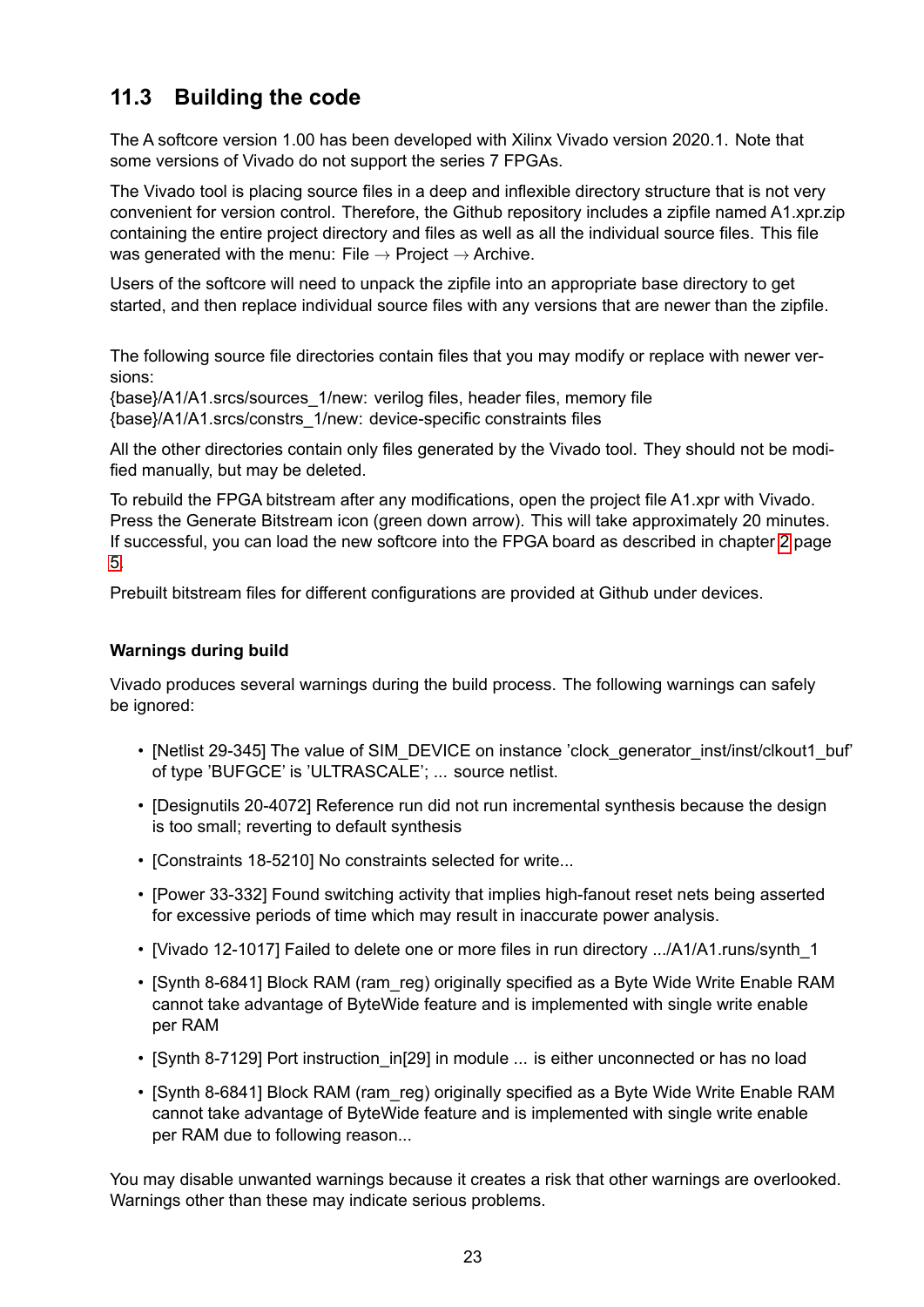## 11.3 Building the code

The A softcore version 1.00 has been developed with Xilinx Vivado version 2020.1. Note that some versions of Vivado do not support the series 7 FPGAs.

The Vivado tool is placing source files in a deep and inflexible directory structure that is not very convenient for version control. Therefore, the Github repository includes a zipfile named A1.xpr.zip containing the entire project directory and files as well as all the individual source files. This file was generated with the menu: File → Project → Archive.

Users of the softcore will need to unpack the zipfile into an appropriate base directory to get started, and then replace individual source files with any versions that are newer than the zipfile.

The following source file directories contain files that you may modify or replace with newer versions:
{base}/A1/A1.srcs/sources_1/new: verilog files, header files, memory file
{base}/A1/A1.srcs/constrs_1/new: device-specific constraints files

All the other directories contain only files generated by the Vivado tool. They should not be modified manually, but may be deleted.

To rebuild the FPGA bitstream after any modifications, open the project file A1.xpr with Vivado. Press the Generate Bitstream icon (green down arrow). This will take approximately 20 minutes. If successful, you can load the new softcore into the FPGA board as described in chapter 2 page 5.

Prebuilt bitstream files for different configurations are provided at Github under devices.

### Warnings during build

Vivado produces several warnings during the build process. The following warnings can safely be ignored:

- [Netlist 29-345] The value of SIM_DEVICE on instance 'clock_generator_inst/inst/clkout1_buf' of type 'BUFGCE' is 'ULTRASCALE'; ... source netlist.
- [Designutils 20-4072] Reference run did not run incremental synthesis because the design is too small; reverting to default synthesis
- [Constraints 18-5210] No constraints selected for write...
- [Power 33-332] Found switching activity that implies high-fanout reset nets being asserted for excessive periods of time which may result in inaccurate power analysis.
- [Vivado 12-1017] Failed to delete one or more files in run directory .../A1/A1.runs/synth_1
- [Synth 8-6841] Block RAM (ram_reg) originally specified as a Byte Wide Write Enable RAM cannot take advantage of ByteWide feature and is implemented with single write enable per RAM
- [Synth 8-7129] Port instruction_in[29] in module ... is either unconnected or has no load
- [Synth 8-6841] Block RAM (ram_reg) originally specified as a Byte Wide Write Enable RAM cannot take advantage of ByteWide feature and is implemented with single write enable per RAM due to following reason...

You may disable unwanted warnings because it creates a risk that other warnings are overlooked. Warnings other than these may indicate serious problems.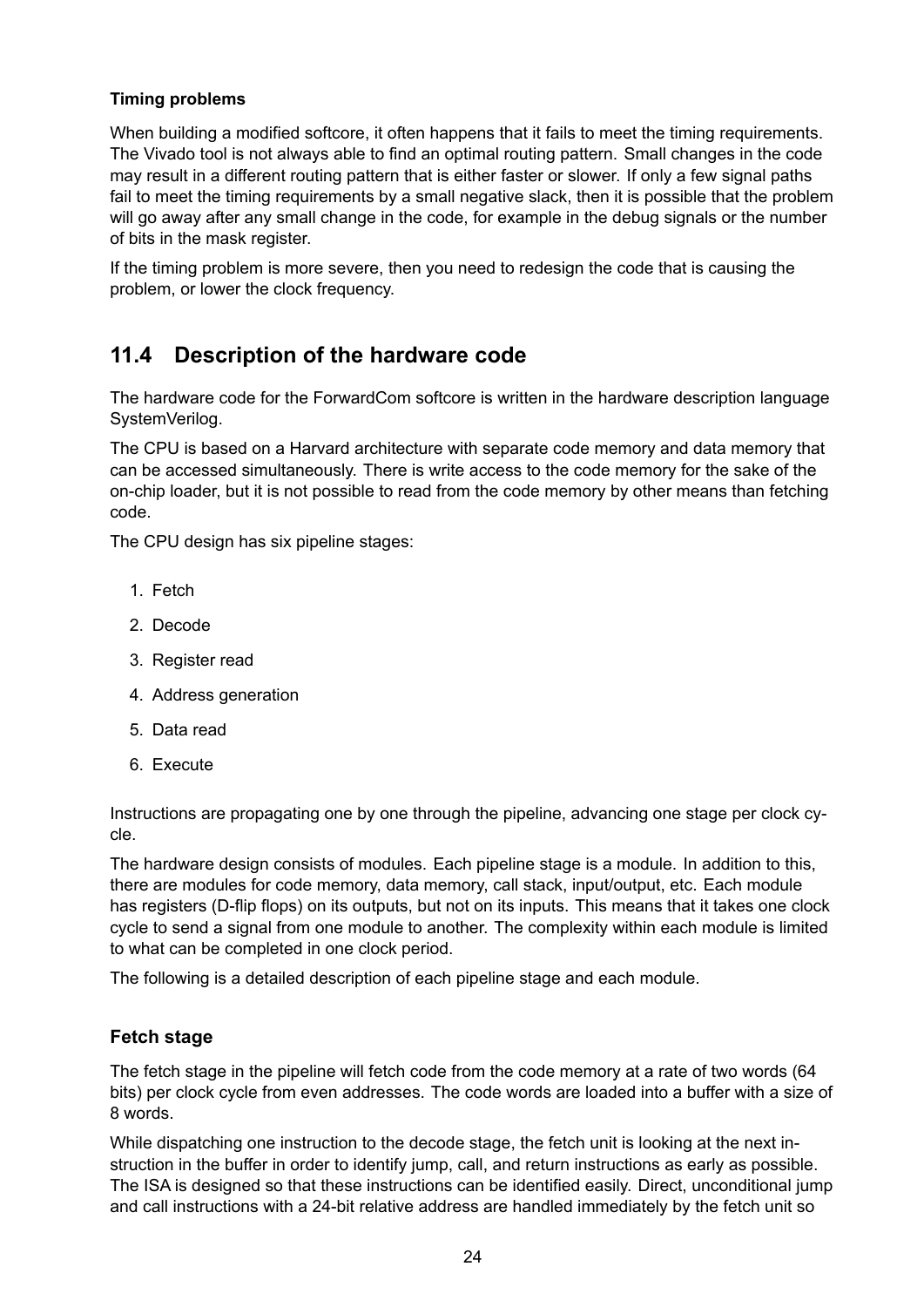**Timing problems**

When building a modified softcore, it often happens that it fails to meet the timing requirements. The Vivado tool is not always able to find an optimal routing pattern. Small changes in the code may result in a different routing pattern that is either faster or slower. If only a few signal paths fail to meet the timing requirements by a small negative slack, then it is possible that the problem will go away after any small change in the code, for example in the debug signals or the number of bits in the mask register.

If the timing problem is more severe, then you need to redesign the code that is causing the problem, or lower the clock frequency.

## 11.4 Description of the hardware code

The hardware code for the ForwardCom softcore is written in the hardware description language SystemVerilog.

The CPU is based on a Harvard architecture with separate code memory and data memory that can be accessed simultaneously. There is write access to the code memory for the sake of the on-chip loader, but it is not possible to read from the code memory by other means than fetching code.

The CPU design has six pipeline stages:

1. Fetch
2. Decode
3. Register read
4. Address generation
5. Data read
6. Execute

Instructions are propagating one by one through the pipeline, advancing one stage per clock cycle.

The hardware design consists of modules. Each pipeline stage is a module. In addition to this, there are modules for code memory, data memory, call stack, input/output, etc. Each module has registers (D-flip flops) on its outputs, but not on its inputs. This means that it takes one clock cycle to send a signal from one module to another. The complexity within each module is limited to what can be completed in one clock period.

The following is a detailed description of each pipeline stage and each module.

### Fetch stage

The fetch stage in the pipeline will fetch code from the code memory at a rate of two words (64 bits) per clock cycle from even addresses. The code words are loaded into a buffer with a size of 8 words.

While dispatching one instruction to the decode stage, the fetch unit is looking at the next instruction in the buffer in order to identify jump, call, and return instructions as early as possible. The ISA is designed so that these instructions can be identified easily. Direct, unconditional jump and call instructions with a 24-bit relative address are handled immediately by the fetch unit so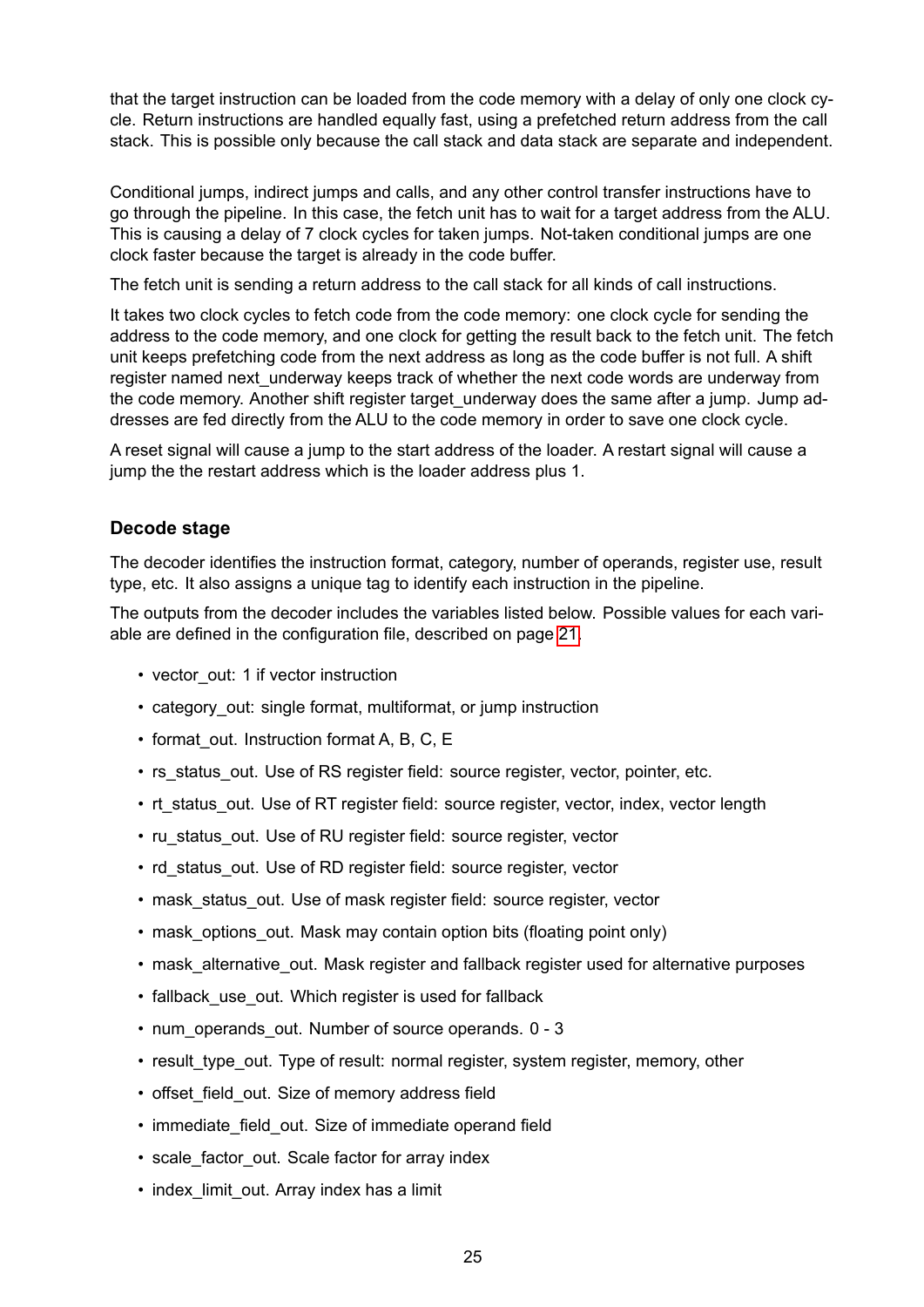that the target instruction can be loaded from the code memory with a delay of only one clock cycle. Return instructions are handled equally fast, using a prefetched return address from the call stack. This is possible only because the call stack and data stack are separate and independent.

Conditional jumps, indirect jumps and calls, and any other control transfer instructions have to go through the pipeline. In this case, the fetch unit has to wait for a target address from the ALU. This is causing a delay of 7 clock cycles for taken jumps. Not-taken conditional jumps are one clock faster because the target is already in the code buffer.

The fetch unit is sending a return address to the call stack for all kinds of call instructions.

It takes two clock cycles to fetch code from the code memory: one clock cycle for sending the address to the code memory, and one clock for getting the result back to the fetch unit. The fetch unit keeps prefetching code from the next address as long as the code buffer is not full. A shift register named next_underway keeps track of whether the next code words are underway from the code memory. Another shift register target_underway does the same after a jump. Jump addresses are fed directly from the ALU to the code memory in order to save one clock cycle.

A reset signal will cause a jump to the start address of the loader. A restart signal will cause a jump the the restart address which is the loader address plus 1.

### Decode stage

The decoder identifies the instruction format, category, number of operands, register use, result type, etc. It also assigns a unique tag to identify each instruction in the pipeline.

The outputs from the decoder includes the variables listed below. Possible values for each variable are defined in the configuration file, described on page 21.

- vector_out: 1 if vector instruction
- category_out: single format, multiformat, or jump instruction
- format_out. Instruction format A, B, C, E
- rs_status_out. Use of RS register field: source register, vector, pointer, etc.
- rt_status_out. Use of RT register field: source register, vector, index, vector length
- ru_status_out. Use of RU register field: source register, vector
- rd_status_out. Use of RD register field: source register, vector
- mask_status_out. Use of mask register field: source register, vector
- mask_options_out. Mask may contain option bits (floating point only)
- mask_alternative_out. Mask register and fallback register used for alternative purposes
- fallback_use_out. Which register is used for fallback
- num_operands_out. Number of source operands. 0 - 3
- result_type_out. Type of result: normal register, system register, memory, other
- offset_field_out. Size of memory address field
- immediate_field_out. Size of immediate operand field
- scale_factor_out. Scale factor for array index
- index_limit_out. Array index has a limit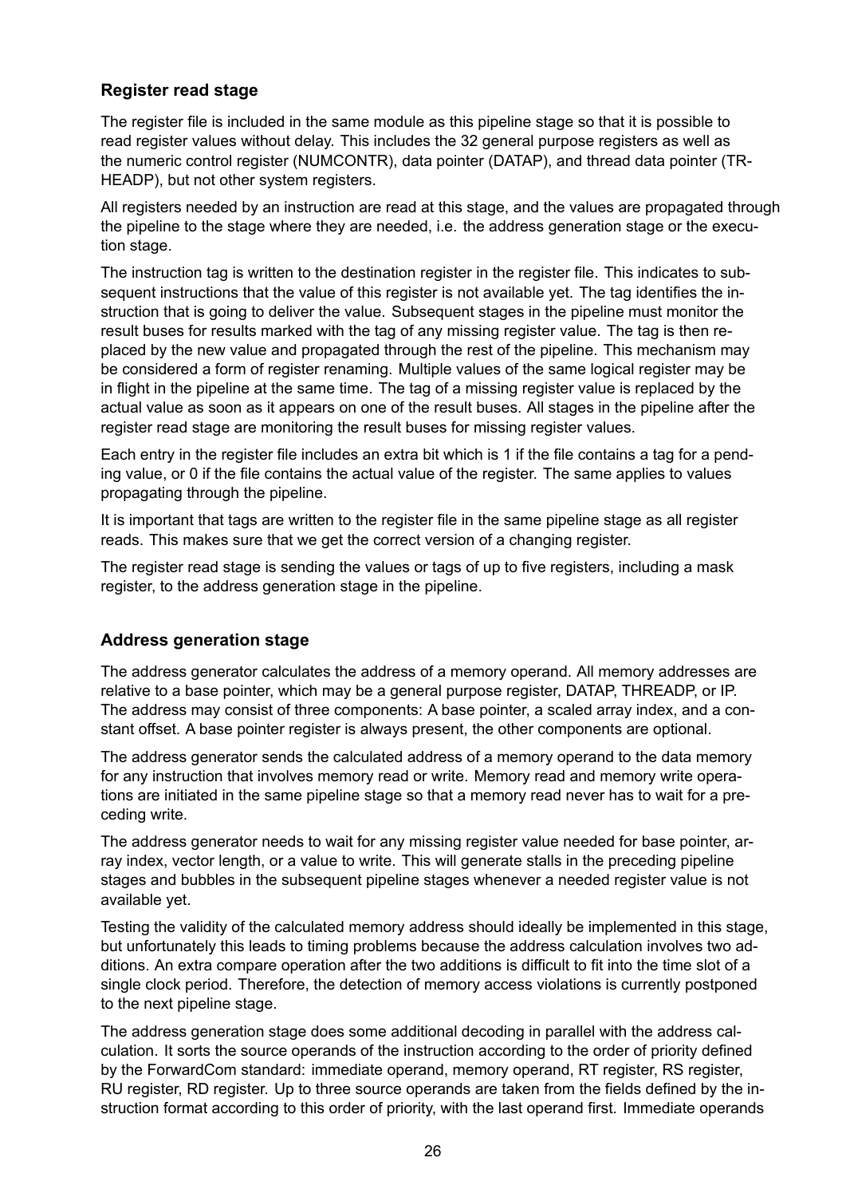### Register read stage

The register file is included in the same module as this pipeline stage so that it is possible to read register values without delay. This includes the 32 general purpose registers as well as the numeric control register (NUMCONTR), data pointer (DATAP), and thread data pointer (TRHEADP), but not other system registers.

All registers needed by an instruction are read at this stage, and the values are propagated through the pipeline to the stage where they are needed, i.e. the address generation stage or the execution stage.

The instruction tag is written to the destination register in the register file. This indicates to subsequent instructions that the value of this register is not available yet. The tag identifies the instruction that is going to deliver the value. Subsequent stages in the pipeline must monitor the result buses for results marked with the tag of any missing register value. The tag is then replaced by the new value and propagated through the rest of the pipeline. This mechanism may be considered a form of register renaming. Multiple values of the same logical register may be in flight in the pipeline at the same time. The tag of a missing register value is replaced by the actual value as soon as it appears on one of the result buses. All stages in the pipeline after the register read stage are monitoring the result buses for missing register values.

Each entry in the register file includes an extra bit which is 1 if the file contains a tag for a pending value, or 0 if the file contains the actual value of the register. The same applies to values propagating through the pipeline.

It is important that tags are written to the register file in the same pipeline stage as all register reads. This makes sure that we get the correct version of a changing register.

The register read stage is sending the values or tags of up to five registers, including a mask register, to the address generation stage in the pipeline.

### Address generation stage

The address generator calculates the address of a memory operand. All memory addresses are relative to a base pointer, which may be a general purpose register, DATAP, THREADP, or IP. The address may consist of three components: A base pointer, a scaled array index, and a constant offset. A base pointer register is always present, the other components are optional.

The address generator sends the calculated address of a memory operand to the data memory for any instruction that involves memory read or write. Memory read and memory write operations are initiated in the same pipeline stage so that a memory read never has to wait for a preceding write.

The address generator needs to wait for any missing register value needed for base pointer, array index, vector length, or a value to write. This will generate stalls in the preceding pipeline stages and bubbles in the subsequent pipeline stages whenever a needed register value is not available yet.

Testing the validity of the calculated memory address should ideally be implemented in this stage, but unfortunately this leads to timing problems because the address calculation involves two additions. An extra compare operation after the two additions is difficult to fit into the time slot of a single clock period. Therefore, the detection of memory access violations is currently postponed to the next pipeline stage.

The address generation stage does some additional decoding in parallel with the address calculation. It sorts the source operands of the instruction according to the order of priority defined by the ForwardCom standard: immediate operand, memory operand, RT register, RS register, RU register, RD register. Up to three source operands are taken from the fields defined by the instruction format according to this order of priority, with the last operand first. Immediate operands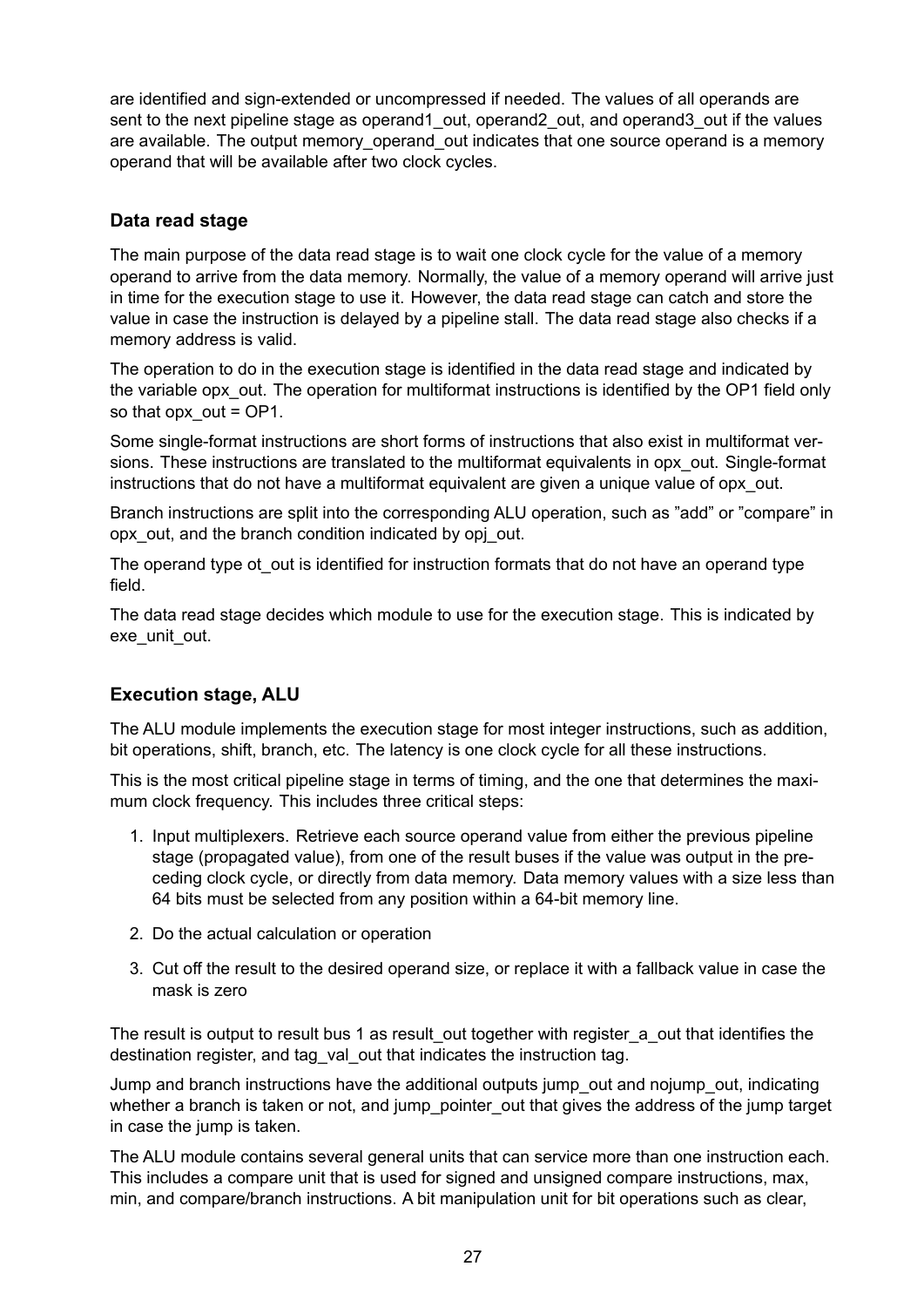are identified and sign-extended or uncompressed if needed. The values of all operands are sent to the next pipeline stage as operand1_out, operand2_out, and operand3_out if the values are available. The output memory_operand_out indicates that one source operand is a memory operand that will be available after two clock cycles.

### Data read stage

The main purpose of the data read stage is to wait one clock cycle for the value of a memory operand to arrive from the data memory. Normally, the value of a memory operand will arrive just in time for the execution stage to use it. However, the data read stage can catch and store the value in case the instruction is delayed by a pipeline stall. The data read stage also checks if a memory address is valid.

The operation to do in the execution stage is identified in the data read stage and indicated by the variable opx_out. The operation for multiformat instructions is identified by the OP1 field only so that opx_out = OP1.

Some single-format instructions are short forms of instructions that also exist in multiformat versions. These instructions are translated to the multiformat equivalents in opx_out. Single-format instructions that do not have a multiformat equivalent are given a unique value of opx_out.

Branch instructions are split into the corresponding ALU operation, such as "add" or "compare" in opx_out, and the branch condition indicated by opj_out.

The operand type ot_out is identified for instruction formats that do not have an operand type field.

The data read stage decides which module to use for the execution stage. This is indicated by exe_unit_out.

### Execution stage, ALU

The ALU module implements the execution stage for most integer instructions, such as addition, bit operations, shift, branch, etc. The latency is one clock cycle for all these instructions.

This is the most critical pipeline stage in terms of timing, and the one that determines the maximum clock frequency. This includes three critical steps:

1. Input multiplexers. Retrieve each source operand value from either the previous pipeline stage (propagated value), from one of the result buses if the value was output in the preceding clock cycle, or directly from data memory. Data memory values with a size less than 64 bits must be selected from any position within a 64-bit memory line.
2. Do the actual calculation or operation
3. Cut off the result to the desired operand size, or replace it with a fallback value in case the mask is zero

The result is output to result bus 1 as result_out together with register_a_out that identifies the destination register, and tag_val_out that indicates the instruction tag.

Jump and branch instructions have the additional outputs jump_out and nojump_out, indicating whether a branch is taken or not, and jump_pointer_out that gives the address of the jump target in case the jump is taken.

The ALU module contains several general units that can service more than one instruction each. This includes a compare unit that is used for signed and unsigned compare instructions, max, min, and compare/branch instructions. A bit manipulation unit for bit operations such as clear,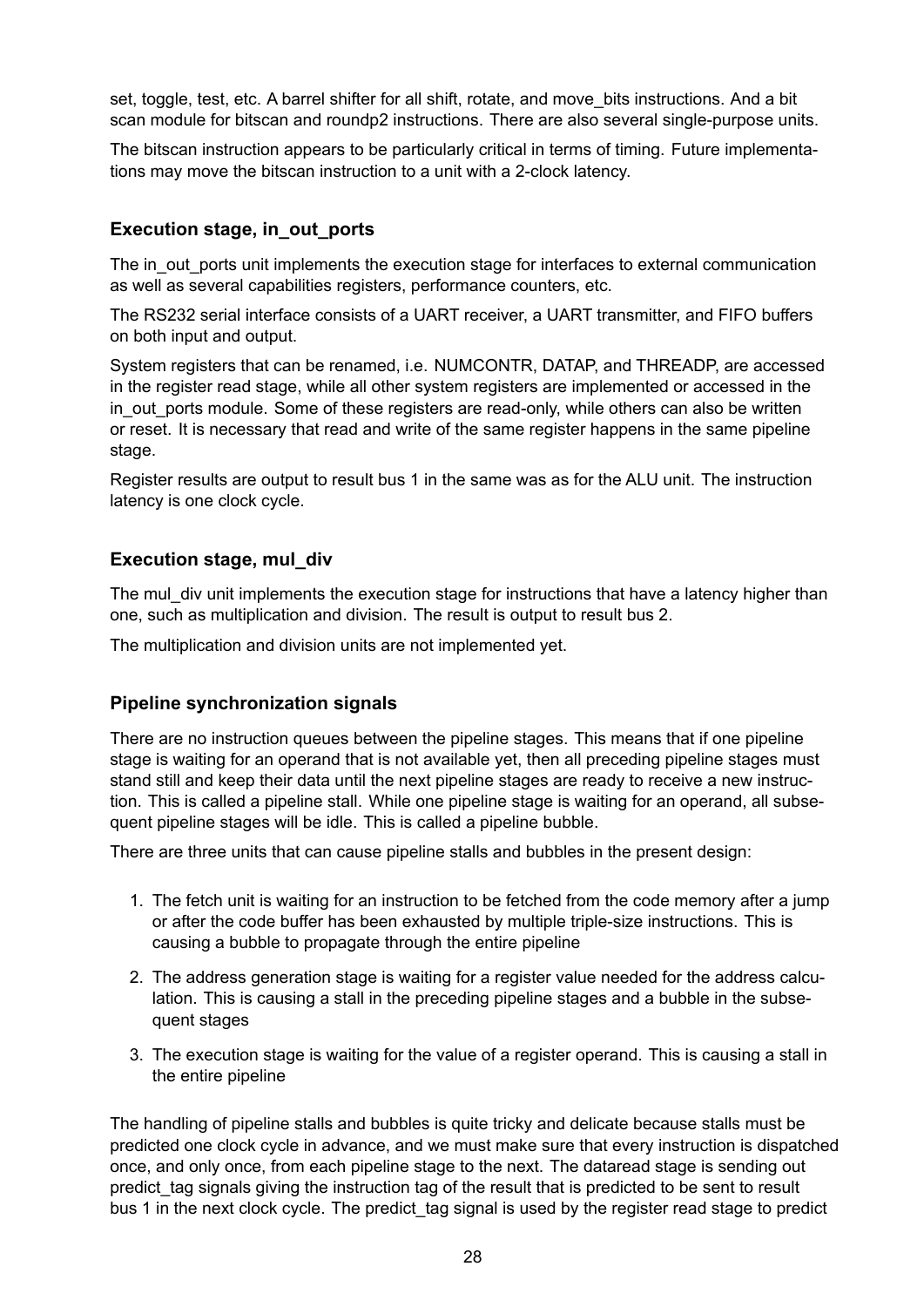set, toggle, test, etc. A barrel shifter for all shift, rotate, and move_bits instructions. And a bit scan module for bitscan and roundp2 instructions. There are also several single-purpose units.

The bitscan instruction appears to be particularly critical in terms of timing. Future implementations may move the bitscan instruction to a unit with a 2-clock latency.

### Execution stage, in_out_ports

The in_out_ports unit implements the execution stage for interfaces to external communication as well as several capabilities registers, performance counters, etc.

The RS232 serial interface consists of a UART receiver, a UART transmitter, and FIFO buffers on both input and output.

System registers that can be renamed, i.e. NUMCONTR, DATAP, and THREADP, are accessed in the register read stage, while all other system registers are implemented or accessed in the in_out_ports module. Some of these registers are read-only, while others can also be written or reset. It is necessary that read and write of the same register happens in the same pipeline stage.

Register results are output to result bus 1 in the same was as for the ALU unit. The instruction latency is one clock cycle.

### Execution stage, mul_div

The mul_div unit implements the execution stage for instructions that have a latency higher than one, such as multiplication and division. The result is output to result bus 2.

The multiplication and division units are not implemented yet.

### Pipeline synchronization signals

There are no instruction queues between the pipeline stages. This means that if one pipeline stage is waiting for an operand that is not available yet, then all preceding pipeline stages must stand still and keep their data until the next pipeline stages are ready to receive a new instruction. This is called a pipeline stall. While one pipeline stage is waiting for an operand, all subsequent pipeline stages will be idle. This is called a pipeline bubble.

There are three units that can cause pipeline stalls and bubbles in the present design:

1. The fetch unit is waiting for an instruction to be fetched from the code memory after a jump or after the code buffer has been exhausted by multiple triple-size instructions. This is causing a bubble to propagate through the entire pipeline
2. The address generation stage is waiting for a register value needed for the address calculation. This is causing a stall in the preceding pipeline stages and a bubble in the subsequent stages
3. The execution stage is waiting for the value of a register operand. This is causing a stall in the entire pipeline

The handling of pipeline stalls and bubbles is quite tricky and delicate because stalls must be predicted one clock cycle in advance, and we must make sure that every instruction is dispatched once, and only once, from each pipeline stage to the next. The dataread stage is sending out predict_tag signals giving the instruction tag of the result that is predicted to be sent to result bus 1 in the next clock cycle. The predict_tag signal is used by the register read stage to predict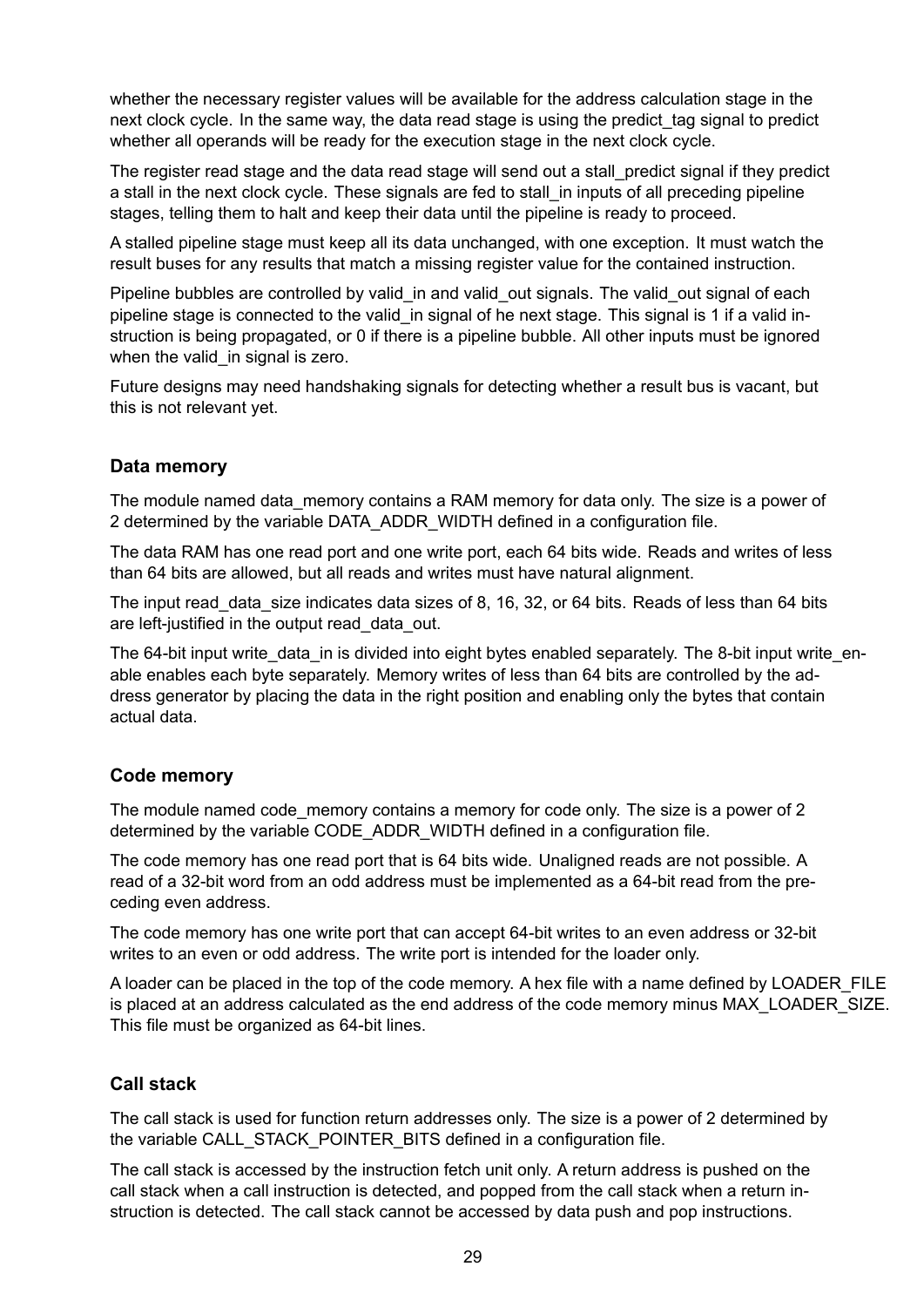whether the necessary register values will be available for the address calculation stage in the next clock cycle. In the same way, the data read stage is using the predict_tag signal to predict whether all operands will be ready for the execution stage in the next clock cycle.

The register read stage and the data read stage will send out a stall_predict signal if they predict a stall in the next clock cycle. These signals are fed to stall_in inputs of all preceding pipeline stages, telling them to halt and keep their data until the pipeline is ready to proceed.

A stalled pipeline stage must keep all its data unchanged, with one exception. It must watch the result buses for any results that match a missing register value for the contained instruction.

Pipeline bubbles are controlled by valid_in and valid_out signals. The valid_out signal of each pipeline stage is connected to the valid_in signal of he next stage. This signal is 1 if a valid instruction is being propagated, or 0 if there is a pipeline bubble. All other inputs must be ignored when the valid_in signal is zero.

Future designs may need handshaking signals for detecting whether a result bus is vacant, but this is not relevant yet.

### Data memory

The module named data_memory contains a RAM memory for data only. The size is a power of 2 determined by the variable DATA_ADDR_WIDTH defined in a configuration file.

The data RAM has one read port and one write port, each 64 bits wide. Reads and writes of less than 64 bits are allowed, but all reads and writes must have natural alignment.

The input read_data_size indicates data sizes of 8, 16, 32, or 64 bits. Reads of less than 64 bits are left-justified in the output read_data_out.

The 64-bit input write_data_in is divided into eight bytes enabled separately. The 8-bit input write_enable enables each byte separately. Memory writes of less than 64 bits are controlled by the address generator by placing the data in the right position and enabling only the bytes that contain actual data.

### Code memory

The module named code_memory contains a memory for code only. The size is a power of 2 determined by the variable CODE_ADDR_WIDTH defined in a configuration file.

The code memory has one read port that is 64 bits wide. Unaligned reads are not possible. A read of a 32-bit word from an odd address must be implemented as a 64-bit read from the preceding even address.

The code memory has one write port that can accept 64-bit writes to an even address or 32-bit writes to an even or odd address. The write port is intended for the loader only.

A loader can be placed in the top of the code memory. A hex file with a name defined by LOADER_FILE is placed at an address calculated as the end address of the code memory minus MAX_LOADER_SIZE. This file must be organized as 64-bit lines.

### Call stack

The call stack is used for function return addresses only. The size is a power of 2 determined by the variable CALL_STACK_POINTER_BITS defined in a configuration file.

The call stack is accessed by the instruction fetch unit only. A return address is pushed on the call stack when a call instruction is detected, and popped from the call stack when a return instruction is detected. The call stack cannot be accessed by data push and pop instructions.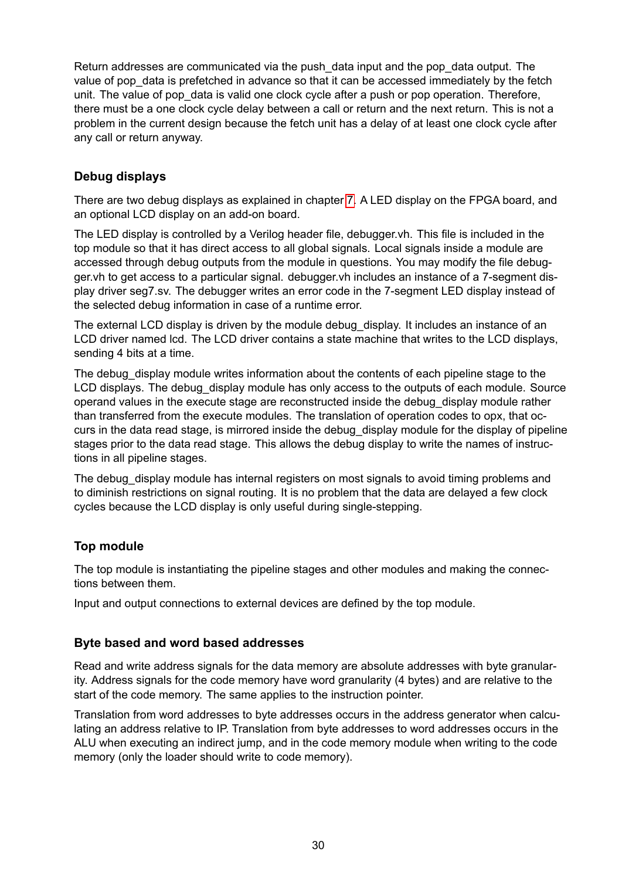Return addresses are communicated via the push_data input and the pop_data output. The value of pop_data is prefetched in advance so that it can be accessed immediately by the fetch unit. The value of pop_data is valid one clock cycle after a push or pop operation. Therefore, there must be a one clock cycle delay between a call or return and the next return. This is not a problem in the current design because the fetch unit has a delay of at least one clock cycle after any call or return anyway.

### Debug displays

There are two debug displays as explained in chapter 7. A LED display on the FPGA board, and an optional LCD display on an add-on board.

The LED display is controlled by a Verilog header file, debugger.vh. This file is included in the top module so that it has direct access to all global signals. Local signals inside a module are accessed through debug outputs from the module in questions. You may modify the file debugger.vh to get access to a particular signal. debugger.vh includes an instance of a 7-segment display driver seg7.sv. The debugger writes an error code in the 7-segment LED display instead of the selected debug information in case of a runtime error.

The external LCD display is driven by the module debug_display. It includes an instance of an LCD driver named lcd. The LCD driver contains a state machine that writes to the LCD displays, sending 4 bits at a time.

The debug_display module writes information about the contents of each pipeline stage to the LCD displays. The debug_display module has only access to the outputs of each module. Source operand values in the execute stage are reconstructed inside the debug_display module rather than transferred from the execute modules. The translation of operation codes to opx, that occurs in the data read stage, is mirrored inside the debug_display module for the display of pipeline stages prior to the data read stage. This allows the debug display to write the names of instructions in all pipeline stages.

The debug_display module has internal registers on most signals to avoid timing problems and to diminish restrictions on signal routing. It is no problem that the data are delayed a few clock cycles because the LCD display is only useful during single-stepping.

### Top module

The top module is instantiating the pipeline stages and other modules and making the connections between them.

Input and output connections to external devices are defined by the top module.

### Byte based and word based addresses

Read and write address signals for the data memory are absolute addresses with byte granularity. Address signals for the code memory have word granularity (4 bytes) and are relative to the start of the code memory. The same applies to the instruction pointer.

Translation from word addresses to byte addresses occurs in the address generator when calculating an address relative to IP. Translation from byte addresses to word addresses occurs in the ALU when executing an indirect jump, and in the code memory module when writing to the code memory (only the loader should write to code memory).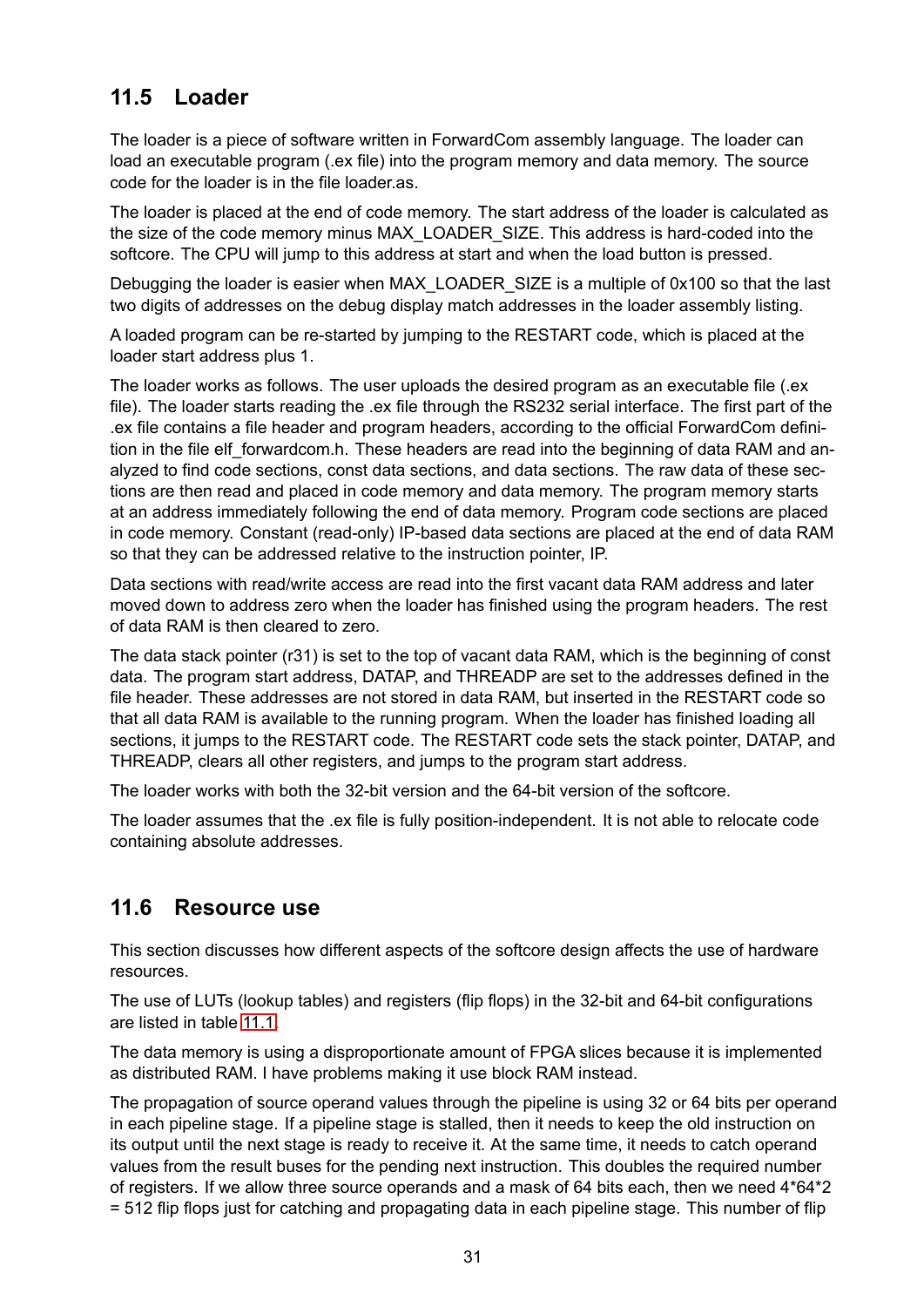## 11.5 Loader

The loader is a piece of software written in ForwardCom assembly language. The loader can load an executable program (.ex file) into the program memory and data memory. The source code for the loader is in the file loader.as.

The loader is placed at the end of code memory. The start address of the loader is calculated as the size of the code memory minus MAX_LOADER_SIZE. This address is hard-coded into the softcore. The CPU will jump to this address at start and when the load button is pressed.

Debugging the loader is easier when MAX_LOADER_SIZE is a multiple of 0x100 so that the last two digits of addresses on the debug display match addresses in the loader assembly listing.

A loaded program can be re-started by jumping to the RESTART code, which is placed at the loader start address plus 1.

The loader works as follows. The user uploads the desired program as an executable file (.ex file). The loader starts reading the .ex file through the RS232 serial interface. The first part of the .ex file contains a file header and program headers, according to the official ForwardCom definition in the file elf_forwardcom.h. These headers are read into the beginning of data RAM and analyzed to find code sections, const data sections, and data sections. The raw data of these sections are then read and placed in code memory and data memory. The program memory starts at an address immediately following the end of data memory. Program code sections are placed in code memory. Constant (read-only) IP-based data sections are placed at the end of data RAM so that they can be addressed relative to the instruction pointer, IP.

Data sections with read/write access are read into the first vacant data RAM address and later moved down to address zero when the loader has finished using the program headers. The rest of data RAM is then cleared to zero.

The data stack pointer (r31) is set to the top of vacant data RAM, which is the beginning of const data. The program start address, DATAP, and THREADP are set to the addresses defined in the file header. These addresses are not stored in data RAM, but inserted in the RESTART code so that all data RAM is available to the running program. When the loader has finished loading all sections, it jumps to the RESTART code. The RESTART code sets the stack pointer, DATAP, and THREADP, clears all other registers, and jumps to the program start address.

The loader works with both the 32-bit version and the 64-bit version of the softcore.

The loader assumes that the .ex file is fully position-independent. It is not able to relocate code containing absolute addresses.

## 11.6 Resource use

This section discusses how different aspects of the softcore design affects the use of hardware resources.

The use of LUTs (lookup tables) and registers (flip flops) in the 32-bit and 64-bit configurations are listed in table 11.1.

The data memory is using a disproportionate amount of FPGA slices because it is implemented as distributed RAM. I have problems making it use block RAM instead.

The propagation of source operand values through the pipeline is using 32 or 64 bits per operand in each pipeline stage. If a pipeline stage is stalled, then it needs to keep the old instruction on its output until the next stage is ready to receive it. At the same time, it needs to catch operand values from the result buses for the pending next instruction. This doubles the required number of registers. If we allow three source operands and a mask of 64 bits each, then we need 4*64*2 = 512 flip flops just for catching and propagating data in each pipeline stage. This number of flip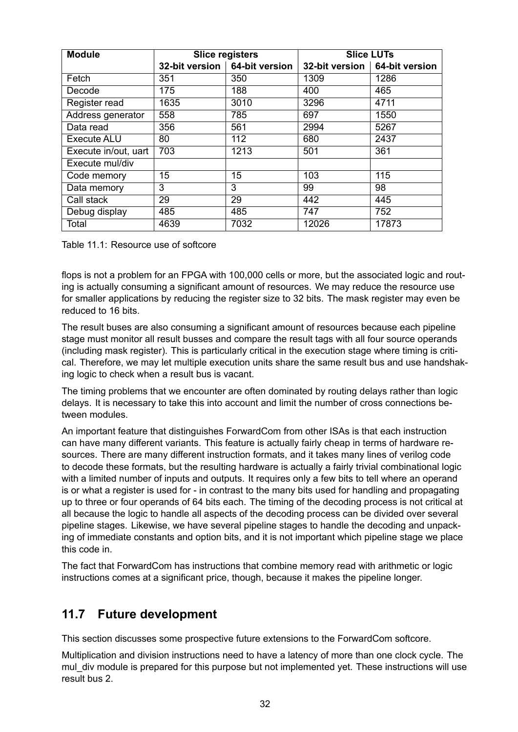| Module | Slice registers | | Slice LUTs | |
|---|---|---|---|---|
| | 32-bit version | 64-bit version | 32-bit version | 64-bit version |
| Fetch | 351 | 350 | 1309 | 1286 |
| Decode | 175 | 188 | 400 | 465 |
| Register read | 1635 | 3010 | 3296 | 4711 |
| Address generator | 558 | 785 | 697 | 1550 |
| Data read | 356 | 561 | 2994 | 5267 |
| Execute ALU | 80 | 112 | 680 | 2437 |
| Execute in/out, uart | 703 | 1213 | 501 | 361 |
| Execute mul/div | | | | |
| Code memory | 15 | 15 | 103 | 115 |
| Data memory | 3 | 3 | 99 | 98 |
| Call stack | 29 | 29 | 442 | 445 |
| Debug display | 485 | 485 | 747 | 752 |
| Total | 4639 | 7032 | 12026 | 17873 |

Table 11.1: Resource use of softcore

flops is not a problem for an FPGA with 100,000 cells or more, but the associated logic and routing is actually consuming a significant amount of resources. We may reduce the resource use for smaller applications by reducing the register size to 32 bits. The mask register may even be reduced to 16 bits.

The result buses are also consuming a significant amount of resources because each pipeline stage must monitor all result busses and compare the result tags with all four source operands (including mask register). This is particularly critical in the execution stage where timing is critical. Therefore, we may let multiple execution units share the same result bus and use handshaking logic to check when a result bus is vacant.

The timing problems that we encounter are often dominated by routing delays rather than logic delays. It is necessary to take this into account and limit the number of cross connections between modules.

An important feature that distinguishes ForwardCom from other ISAs is that each instruction can have many different variants. This feature is actually fairly cheap in terms of hardware resources. There are many different instruction formats, and it takes many lines of verilog code to decode these formats, but the resulting hardware is actually a fairly trivial combinational logic with a limited number of inputs and outputs. It requires only a few bits to tell where an operand is or what a register is used for - in contrast to the many bits used for handling and propagating up to three or four operands of 64 bits each. The timing of the decoding process is not critical at all because the logic to handle all aspects of the decoding process can be divided over several pipeline stages. Likewise, we have several pipeline stages to handle the decoding and unpacking of immediate constants and option bits, and it is not important which pipeline stage we place this code in.

The fact that ForwardCom has instructions that combine memory read with arithmetic or logic instructions comes at a significant price, though, because it makes the pipeline longer.

## 11.7 Future development

This section discusses some prospective future extensions to the ForwardCom softcore.

Multiplication and division instructions need to have a latency of more than one clock cycle. The mul_div module is prepared for this purpose but not implemented yet. These instructions will use result bus 2.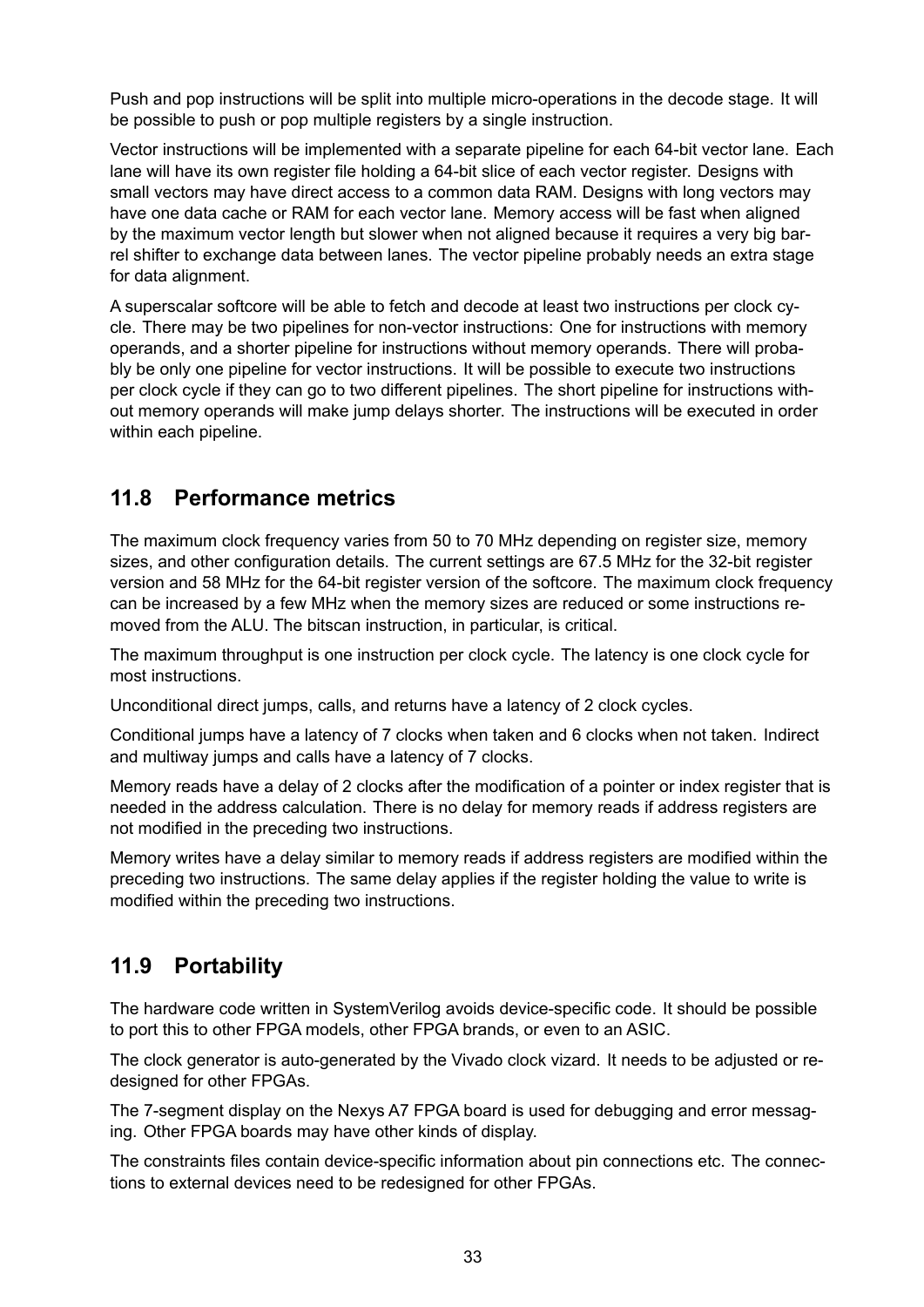Push and pop instructions will be split into multiple micro-operations in the decode stage. It will be possible to push or pop multiple registers by a single instruction.

Vector instructions will be implemented with a separate pipeline for each 64-bit vector lane. Each lane will have its own register file holding a 64-bit slice of each vector register. Designs with small vectors may have direct access to a common data RAM. Designs with long vectors may have one data cache or RAM for each vector lane. Memory access will be fast when aligned by the maximum vector length but slower when not aligned because it requires a very big barrel shifter to exchange data between lanes. The vector pipeline probably needs an extra stage for data alignment.

A superscalar softcore will be able to fetch and decode at least two instructions per clock cycle. There may be two pipelines for non-vector instructions: One for instructions with memory operands, and a shorter pipeline for instructions without memory operands. There will probably be only one pipeline for vector instructions. It will be possible to execute two instructions per clock cycle if they can go to two different pipelines. The short pipeline for instructions without memory operands will make jump delays shorter. The instructions will be executed in order within each pipeline.

## 11.8 Performance metrics

The maximum clock frequency varies from 50 to 70 MHz depending on register size, memory sizes, and other configuration details. The current settings are 67.5 MHz for the 32-bit register version and 58 MHz for the 64-bit register version of the softcore. The maximum clock frequency can be increased by a few MHz when the memory sizes are reduced or some instructions removed from the ALU. The bitscan instruction, in particular, is critical.

The maximum throughput is one instruction per clock cycle. The latency is one clock cycle for most instructions.

Unconditional direct jumps, calls, and returns have a latency of 2 clock cycles.

Conditional jumps have a latency of 7 clocks when taken and 6 clocks when not taken. Indirect and multiway jumps and calls have a latency of 7 clocks.

Memory reads have a delay of 2 clocks after the modification of a pointer or index register that is needed in the address calculation. There is no delay for memory reads if address registers are not modified in the preceding two instructions.

Memory writes have a delay similar to memory reads if address registers are modified within the preceding two instructions. The same delay applies if the register holding the value to write is modified within the preceding two instructions.

## 11.9 Portability

The hardware code written in SystemVerilog avoids device-specific code. It should be possible to port this to other FPGA models, other FPGA brands, or even to an ASIC.

The clock generator is auto-generated by the Vivado clock vizard. It needs to be adjusted or redesigned for other FPGAs.

The 7-segment display on the Nexys A7 FPGA board is used for debugging and error messaging. Other FPGA boards may have other kinds of display.

The constraints files contain device-specific information about pin connections etc. The connections to external devices need to be redesigned for other FPGAs.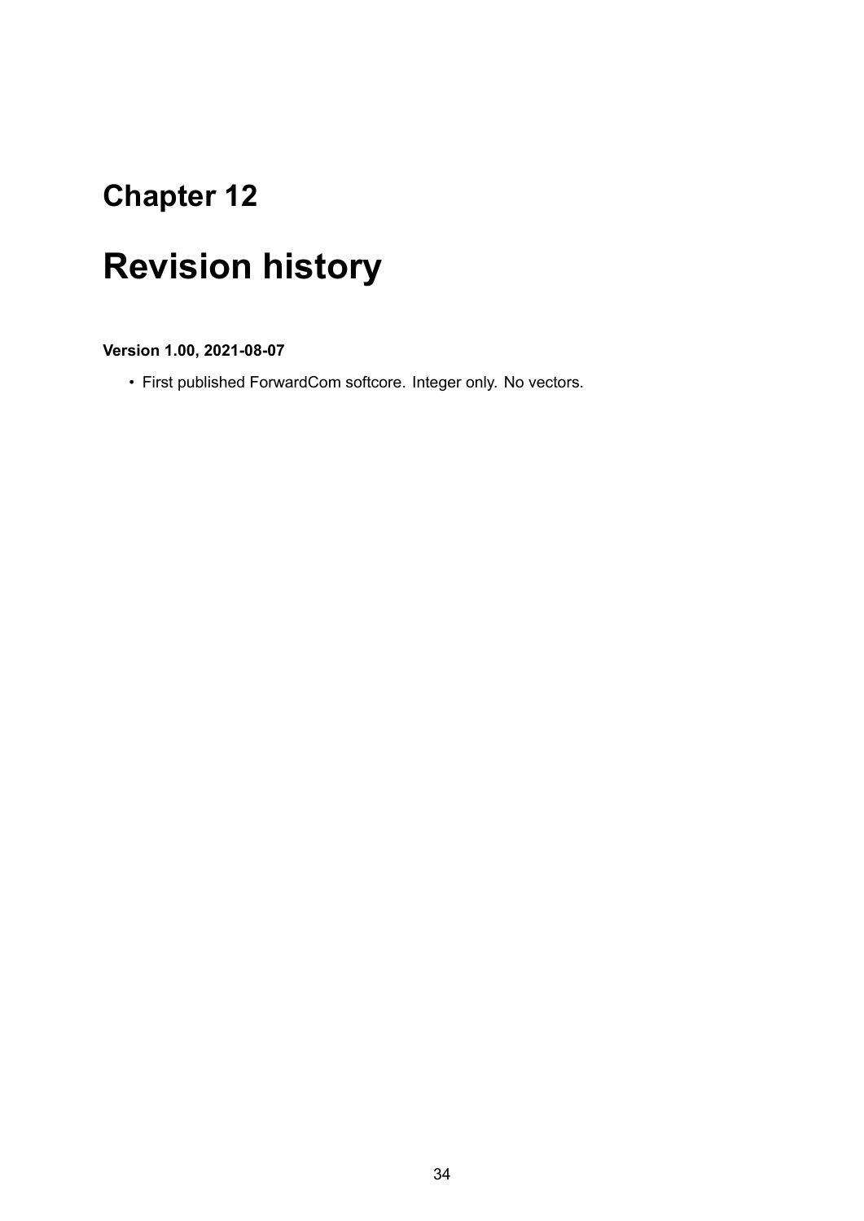# Chapter 12

# Revision history

**Version 1.00, 2021-08-07**

- First published ForwardCom softcore. Integer only. No vectors.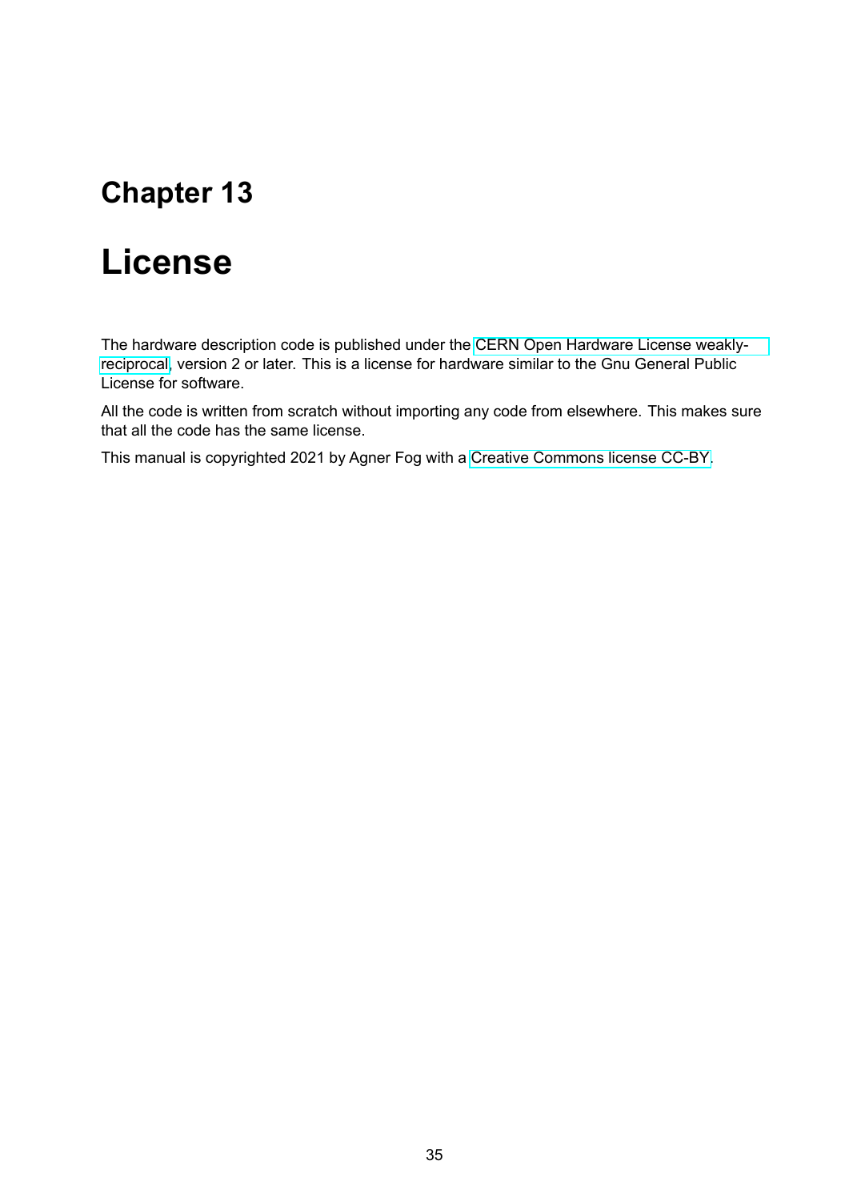# Chapter 13

# License

The hardware description code is published under the CERN Open Hardware License weakly-reciprocal, version 2 or later. This is a license for hardware similar to the Gnu General Public License for software.

All the code is written from scratch without importing any code from elsewhere. This makes sure that all the code has the same license.

This manual is copyrighted 2021 by Agner Fog with a Creative Commons license CC-BY.